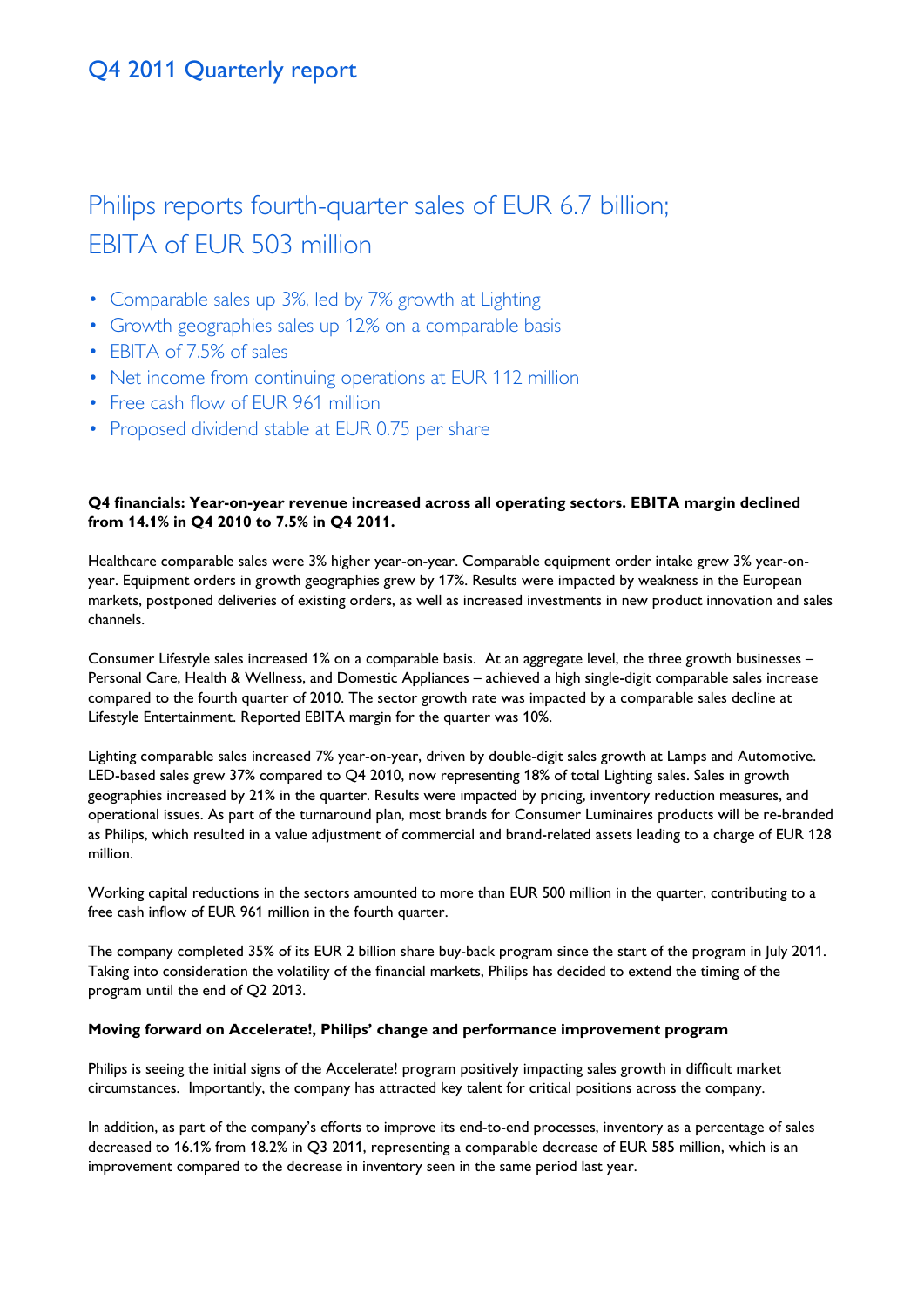# Q4 2011 Quarterly report

## Philips reports fourth-quarter sales of EUR 6.7 billion; EBITA of EUR 503 million

- Comparable sales up 3%, led by 7% growth at Lighting
- Growth geographies sales up 12% on a comparable basis
- EBITA of 7.5% of sales
- Net income from continuing operations at EUR 112 million
- Free cash flow of EUR 961 million
- Proposed dividend stable at EUR 0.75 per share

**Q4 financials: Year-on-year revenue increased across all operating sectors. EBITA margin declined from 14.1% in Q4 2010 to 7.5% in Q4 2011.**

Healthcare comparable sales were 3% higher year-on-year. Comparable equipment order intake grew 3% year-on-year. Equipment orders in growth geographies grew by 17%. Results were impacted by weakness in the European markets, postponed deliveries of existing orders, as well as increased investments in new product innovation and sales channels.

Consumer Lifestyle sales increased 1% on a comparable basis. At an aggregate level, the three growth businesses – Personal Care, Health & Wellness, and Domestic Appliances – achieved a high single-digit comparable sales increase compared to the fourth quarter of 2010. The sector growth rate was impacted by a comparable sales decline at Lifestyle Entertainment. Reported EBITA margin for the quarter was 10%.

Lighting comparable sales increased 7% year-on-year, driven by double-digit sales growth at Lamps and Automotive. LED-based sales grew 37% compared to Q4 2010, now representing 18% of total Lighting sales. Sales in growth geographies increased by 21% in the quarter. Results were impacted by pricing, inventory reduction measures, and operational issues. As part of the turnaround plan, most brands for Consumer Luminaires products will be re-branded as Philips, which resulted in a value adjustment of commercial and brand-related assets leading to a charge of EUR 128 million.

Working capital reductions in the sectors amounted to more than EUR 500 million in the quarter, contributing to a free cash inflow of EUR 961 million in the fourth quarter.

The company completed 35% of its EUR 2 billion share buy-back program since the start of the program in July 2011. Taking into consideration the volatility of the financial markets, Philips has decided to extend the timing of the program until the end of Q2 2013.

**Moving forward on Accelerate!, Philips' change and performance improvement program**

Philips is seeing the initial signs of the Accelerate! program positively impacting sales growth in difficult market circumstances. Importantly, the company has attracted key talent for critical positions across the company.

In addition, as part of the company's efforts to improve its end-to-end processes, inventory as a percentage of sales decreased to 16.1% from 18.2% in Q3 2011, representing a comparable decrease of EUR 585 million, which is an improvement compared to the decrease in inventory seen in the same period last year.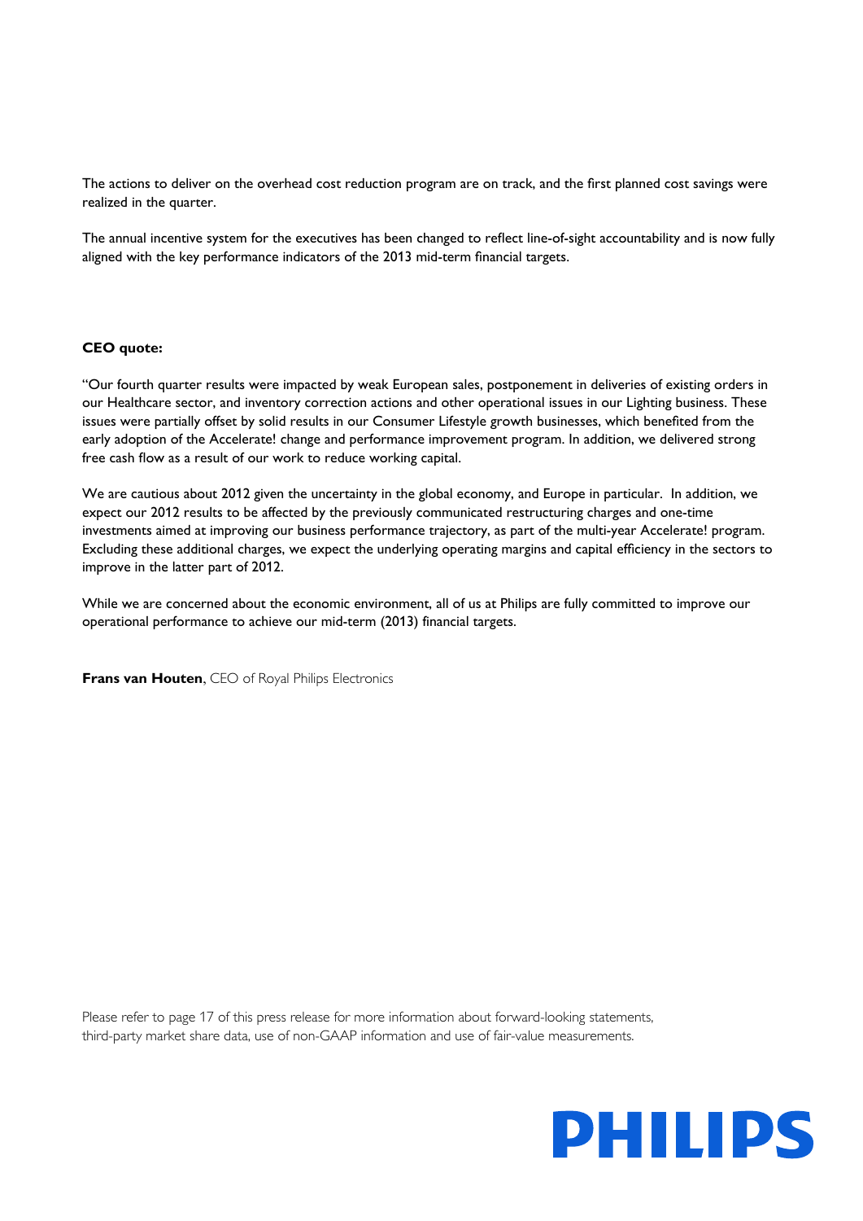The actions to deliver on the overhead cost reduction program are on track, and the first planned cost savings were realized in the quarter.

The annual incentive system for the executives has been changed to reflect line-of-sight accountability and is now fully aligned with the key performance indicators of the 2013 mid-term financial targets.

**CEO quote:**

“Our fourth quarter results were impacted by weak European sales, postponement in deliveries of existing orders in our Healthcare sector, and inventory correction actions and other operational issues in our Lighting business. These issues were partially offset by solid results in our Consumer Lifestyle growth businesses, which benefited from the early adoption of the Accelerate! change and performance improvement program. In addition, we delivered strong free cash flow as a result of our work to reduce working capital.

We are cautious about 2012 given the uncertainty in the global economy, and Europe in particular. In addition, we expect our 2012 results to be affected by the previously communicated restructuring charges and one-time investments aimed at improving our business performance trajectory, as part of the multi-year Accelerate! program. Excluding these additional charges, we expect the underlying operating margins and capital efficiency in the sectors to improve in the latter part of 2012.

While we are concerned about the economic environment, all of us at Philips are fully committed to improve our operational performance to achieve our mid-term (2013) financial targets.

**Frans van Houten**, CEO of Royal Philips Electronics

Please refer to page 17 of this press release for more information about forward-looking statements, third-party market share data, use of non-GAAP information and use of fair-value measurements.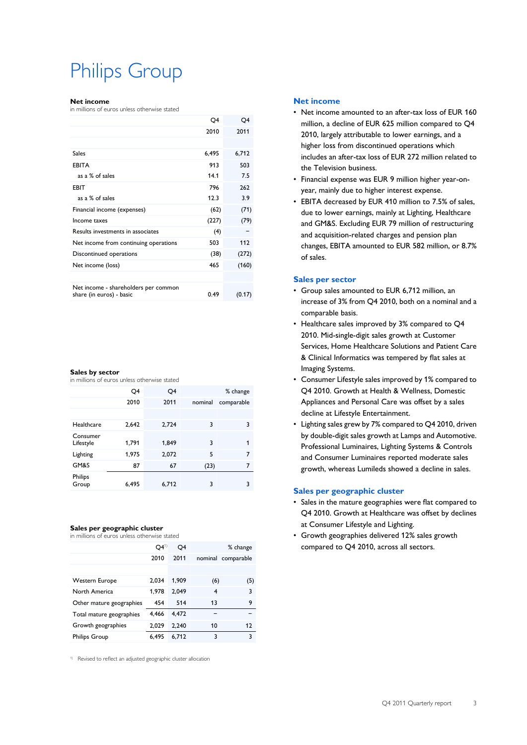# Philips Group

**Net income**

in millions of euros unless otherwise stated

| | Q4 2010 | Q4 2011 |
|---|---|---|
| Sales | 6,495 | 6,712 |
| EBITA | 913 | 503 |
| as a % of sales | 14.1 | 7.5 |
| EBIT | 796 | 262 |
| as a % of sales | 12.3 | 3.9 |
| Financial income (expenses) | (62) | (71) |
| Income taxes | (227) | (79) |
| Results investments in associates | (4) | – |
| Net income from continuing operations | 503 | 112 |
| Discontinued operations | (38) | (272) |
| Net income (loss) | 465 | (160) |
| Net income - shareholders per common share (in euros) - basic | 0.49 | (0.17) |

**Sales by sector**

in millions of euros unless otherwise stated

| | Q4 | Q4 | % change | |
|---|---|---|---|---|
| | 2010 | 2011 | nominal | comparable |
| Healthcare | 2,642 | 2,724 | 3 | 3 |
| Consumer Lifestyle | 1,791 | 1,849 | 3 | 1 |
| Lighting | 1,975 | 2,072 | 5 | 7 |
| GM&S | 87 | 67 | (23) | 7 |
| Philips Group | 6,495 | 6,712 | 3 | 3 |

**Sales per geographic cluster**

in millions of euros unless otherwise stated

| | Q4[1] | Q4 | % change | |
|---|---|---|---|---|
| | 2010 | 2011 | nominal | comparable |
| Western Europe | 2,034 | 1,909 | (6) | (5) |
| North America | 1,978 | 2,049 | 4 | 3 |
| Other mature geographies | 454 | 514 | 13 | 9 |
| Total mature geographies | 4,466 | 4,472 | – | – |
| Growth geographies | 2,029 | 2,240 | 10 | 12 |
| Philips Group | 6,495 | 6,712 | 3 | 3 |

[1] Revised to reflect an adjusted geographic cluster allocation

## Net income

- Net income amounted to an after-tax loss of EUR 160 million, a decline of EUR 625 million compared to Q4 2010, largely attributable to lower earnings, and a higher loss from discontinued operations which includes an after-tax loss of EUR 272 million related to the Television business.
- Financial expense was EUR 9 million higher year-on-year, mainly due to higher interest expense.
- EBITA decreased by EUR 410 million to 7.5% of sales, due to lower earnings, mainly at Lighting, Healthcare and GM&S. Excluding EUR 79 million of restructuring and acquisition-related charges and pension plan changes, EBITA amounted to EUR 582 million, or 8.7% of sales.

## Sales per sector

- Group sales amounted to EUR 6,712 million, an increase of 3% from Q4 2010, both on a nominal and a comparable basis.
- Healthcare sales improved by 3% compared to Q4 2010. Mid-single-digit sales growth at Customer Services, Home Healthcare Solutions and Patient Care & Clinical Informatics was tempered by flat sales at Imaging Systems.
- Consumer Lifestyle sales improved by 1% compared to Q4 2010. Growth at Health & Wellness, Domestic Appliances and Personal Care was offset by a sales decline at Lifestyle Entertainment.
- Lighting sales grew by 7% compared to Q4 2010, driven by double-digit sales growth at Lamps and Automotive. Professional Luminaires, Lighting Systems & Controls and Consumer Luminaires reported moderate sales growth, whereas Lumileds showed a decline in sales.

## Sales per geographic cluster

- Sales in the mature geographies were flat compared to Q4 2010. Growth at Healthcare was offset by declines at Consumer Lifestyle and Lighting.
- Growth geographies delivered 12% sales growth compared to Q4 2010, across all sectors.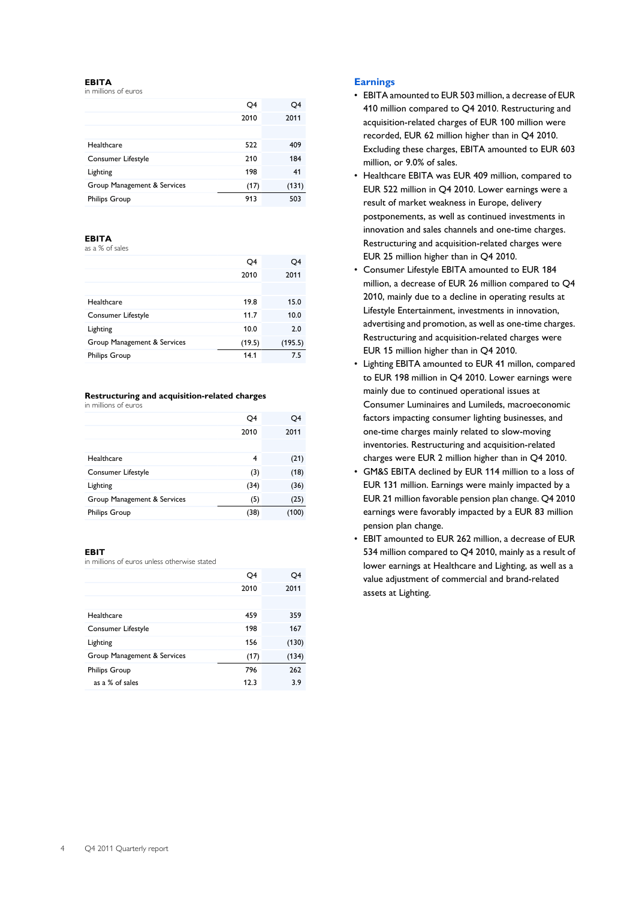### EBITA

in millions of euros

| | Q4 2010 | Q4 2011 |
|---|---|---|
| Healthcare | 522 | 409 |
| Consumer Lifestyle | 210 | 184 |
| Lighting | 198 | 41 |
| Group Management & Services | (17) | (131) |
| Philips Group | 913 | 503 |

### EBITA

as a % of sales

| | Q4 2010 | Q4 2011 |
|---|---|---|
| Healthcare | 19.8 | 15.0 |
| Consumer Lifestyle | 11.7 | 10.0 |
| Lighting | 10.0 | 2.0 |
| Group Management & Services | (19.5) | (195.5) |
| Philips Group | 14.1 | 7.5 |

### Restructuring and acquisition-related charges

in millions of euros

| | Q4 2010 | Q4 2011 |
|---|---|---|
| Healthcare | 4 | (21) |
| Consumer Lifestyle | (3) | (18) |
| Lighting | (34) | (36) |
| Group Management & Services | (5) | (25) |
| Philips Group | (38) | (100) |

### EBIT

in millions of euros unless otherwise stated

| | Q4 2010 | Q4 2011 |
|---|---|---|
| Healthcare | 459 | 359 |
| Consumer Lifestyle | 198 | 167 |
| Lighting | 156 | (130) |
| Group Management & Services | (17) | (134) |
| Philips Group | 796 | 262 |
| as a % of sales | 12.3 | 3.9 |

## Earnings

- EBITA amounted to EUR 503 million, a decrease of EUR 410 million compared to Q4 2010. Restructuring and acquisition-related charges of EUR 100 million were recorded, EUR 62 million higher than in Q4 2010. Excluding these charges, EBITA amounted to EUR 603 million, or 9.0% of sales.
- Healthcare EBITA was EUR 409 million, compared to EUR 522 million in Q4 2010. Lower earnings were a result of market weakness in Europe, delivery postponements, as well as continued investments in innovation and sales channels and one-time charges. Restructuring and acquisition-related charges were EUR 25 million higher than in Q4 2010.
- Consumer Lifestyle EBITA amounted to EUR 184 million, a decrease of EUR 26 million compared to Q4 2010, mainly due to a decline in operating results at Lifestyle Entertainment, investments in innovation, advertising and promotion, as well as one-time charges. Restructuring and acquisition-related charges were EUR 15 million higher than in Q4 2010.
- Lighting EBITA amounted to EUR 41 millon, compared to EUR 198 million in Q4 2010. Lower earnings were mainly due to continued operational issues at Consumer Luminaires and Lumileds, macroeconomic factors impacting consumer lighting businesses, and one-time charges mainly related to slow-moving inventories. Restructuring and acquisition-related charges were EUR 2 million higher than in Q4 2010.
- GM&S EBITA declined by EUR 114 million to a loss of EUR 131 million. Earnings were mainly impacted by a EUR 21 million favorable pension plan change. Q4 2010 earnings were favorably impacted by a EUR 83 million pension plan change.
- EBIT amounted to EUR 262 million, a decrease of EUR 534 million compared to Q4 2010, mainly as a result of lower earnings at Healthcare and Lighting, as well as a value adjustment of commercial and brand-related assets at Lighting.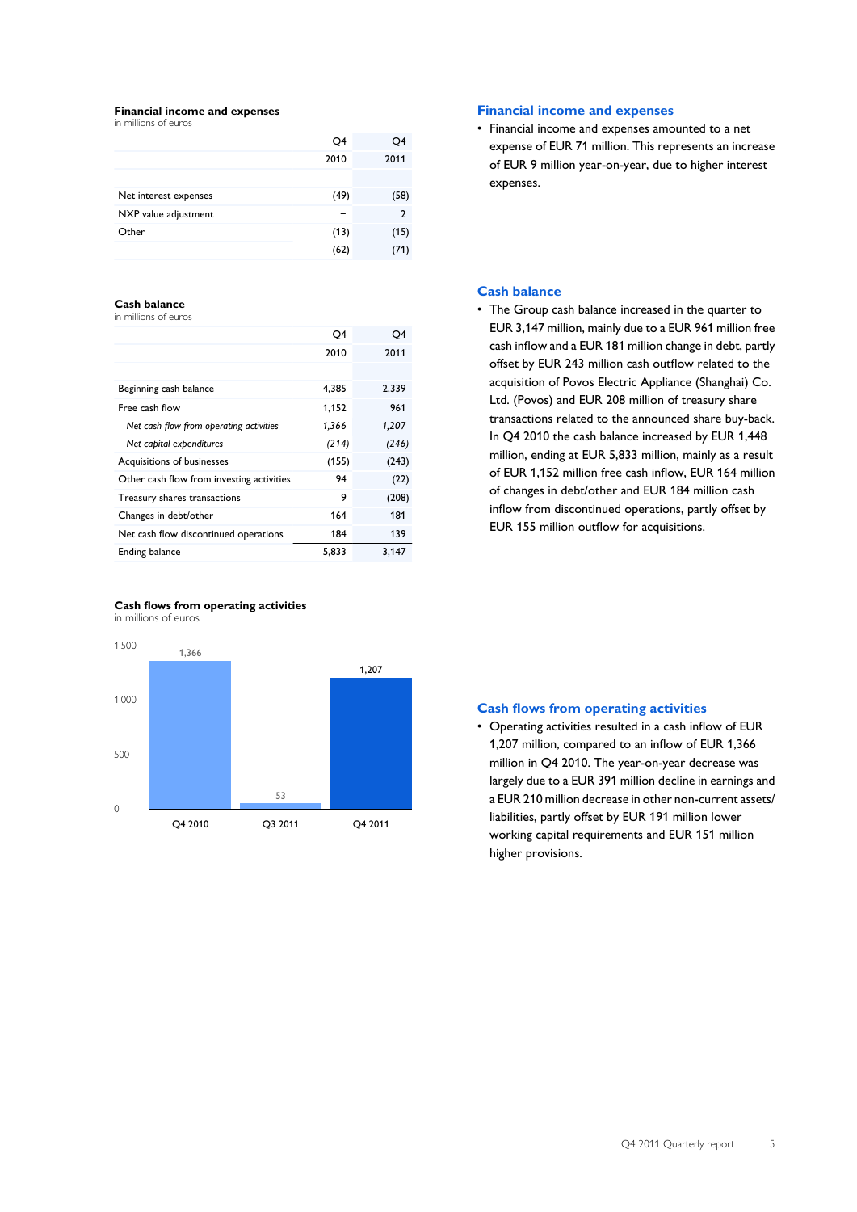### Financial income and expenses

in millions of euros

| | Q4 2010 | Q4 2011 |
|---|---|---|
| Net interest expenses | (49) | (58) |
| NXP value adjustment | − | 2 |
| Other | (13) | (15) |
| | (62) | (71) |

## Financial income and expenses

- Financial income and expenses amounted to a net expense of EUR 71 million. This represents an increase of EUR 9 million year-on-year, due to higher interest expenses.

### Cash balance

in millions of euros

| | Q4 2010 | Q4 2011 |
|---|---|---|
| Beginning cash balance | 4,385 | 2,339 |
| Free cash flow | 1,152 | 961 |
| *Net cash flow from operating activities* | *1,366* | *1,207* |
| *Net capital expenditures* | *(214)* | *(246)* |
| Acquisitions of businesses | (155) | (243) |
| Other cash flow from investing activities | 94 | (22) |
| Treasury shares transactions | 9 | (208) |
| Changes in debt/other | 164 | 181 |
| Net cash flow discontinued operations | 184 | 139 |
| Ending balance | 5,833 | 3,147 |

## Cash balance

- The Group cash balance increased in the quarter to EUR 3,147 million, mainly due to a EUR 961 million free cash inflow and a EUR 181 million change in debt, partly offset by EUR 243 million cash outflow related to the acquisition of Povos Electric Appliance (Shanghai) Co. Ltd. (Povos) and EUR 208 million of treasury share transactions related to the announced share buy-back. In Q4 2010 the cash balance increased by EUR 1,448 million, ending at EUR 5,833 million, mainly as a result of EUR 1,152 million free cash inflow, EUR 164 million of changes in debt/other and EUR 184 million cash inflow from discontinued operations, partly offset by EUR 155 million outflow for acquisitions.

### Cash flows from operating activities

in millions of euros

| | Q4 2010 | Q3 2011 | Q4 2011 |
|---|---|---|---|
| Cash flows from operating activities | 1,366 | 53 | 1,207 |

## Cash flows from operating activities

- Operating activities resulted in a cash inflow of EUR 1,207 million, compared to an inflow of EUR 1,366 million in Q4 2010. The year-on-year decrease was largely due to a EUR 391 million decline in earnings and a EUR 210 million decrease in other non-current assets/liabilities, partly offset by EUR 191 million lower working capital requirements and EUR 151 million higher provisions.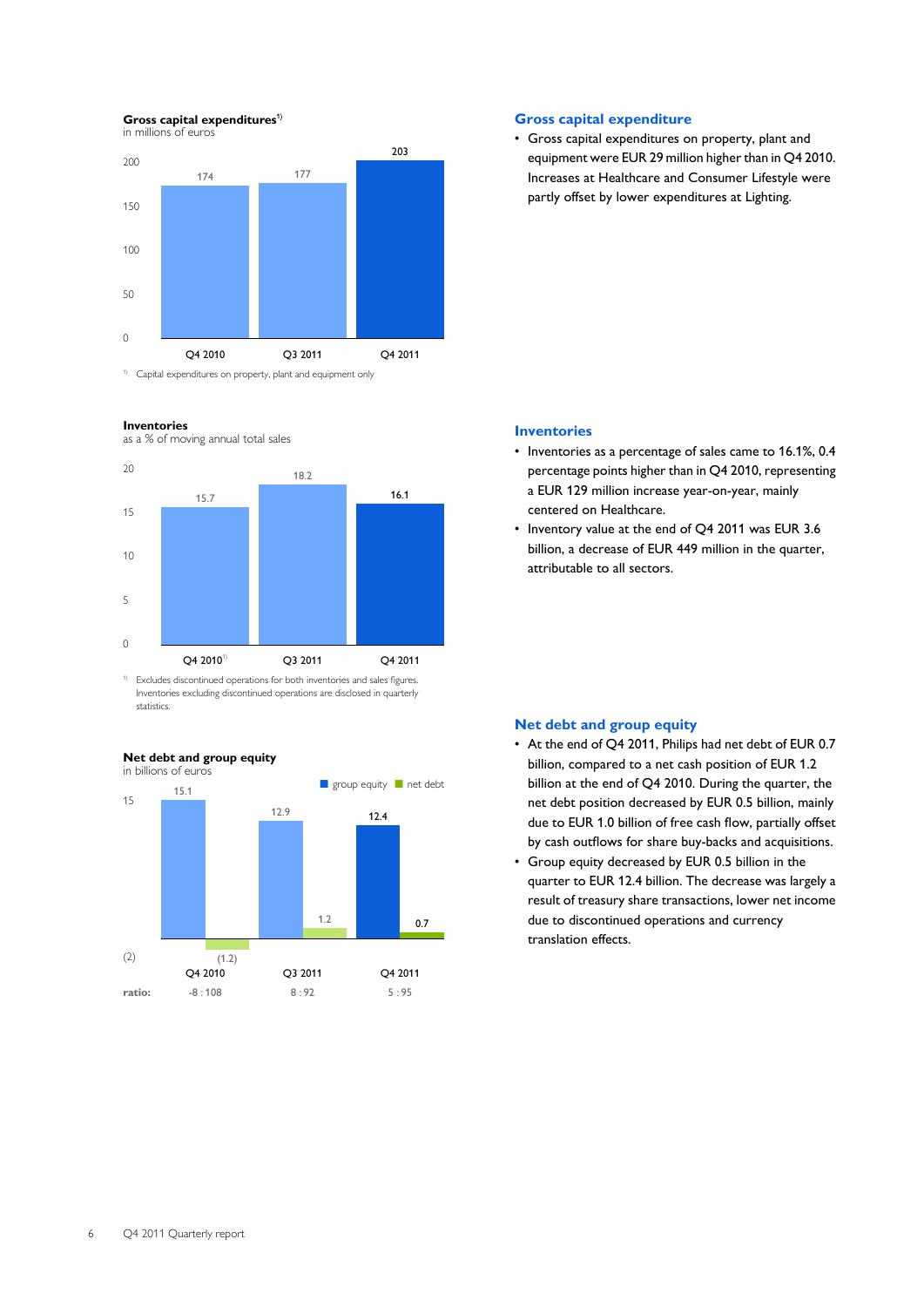**Gross capital expenditures**[1]
in millions of euros

| | Q4 2010 | Q3 2011 | Q4 2011 |
|---|---|---|---|
| Gross capital expenditures | 174 | 177 | 203 |

[1] Capital expenditures on property, plant and equipment only

## Gross capital expenditure

- Gross capital expenditures on property, plant and equipment were EUR 29 million higher than in Q4 2010. Increases at Healthcare and Consumer Lifestyle were partly offset by lower expenditures at Lighting.

**Inventories**
as a % of moving annual total sales

| | Q4 2010[1] | Q3 2011 | Q4 2011 |
|---|---|---|---|
| Inventories | 15.7 | 18.2 | 16.1 |

[1] Excludes discontinued operations for both inventories and sales figures. Inventories excluding discontinued operations are disclosed in quarterly statistics.

## Inventories

- Inventories as a percentage of sales came to 16.1%, 0.4 percentage points higher than in Q4 2010, representing a EUR 129 million increase year-on-year, mainly centered on Healthcare.
- Inventory value at the end of Q4 2011 was EUR 3.6 billion, a decrease of EUR 449 million in the quarter, attributable to all sectors.

**Net debt and group equity**
in billions of euros

| | Q4 2010 | Q3 2011 | Q4 2011 |
|---|---|---|---|
| group equity | 15.1 | 12.9 | 12.4 |
| net debt | (1.2) | 1.2 | 0.7 |
| ratio: | -8 : 108 | 8 : 92 | 5 : 95 |

## Net debt and group equity

- At the end of Q4 2011, Philips had net debt of EUR 0.7 billion, compared to a net cash position of EUR 1.2 billion at the end of Q4 2010. During the quarter, the net debt position decreased by EUR 0.5 billion, mainly due to EUR 1.0 billion of free cash flow, partially offset by cash outflows for share buy-backs and acquisitions.
- Group equity decreased by EUR 0.5 billion in the quarter to EUR 12.4 billion. The decrease was largely a result of treasury share transactions, lower net income due to discontinued operations and currency translation effects.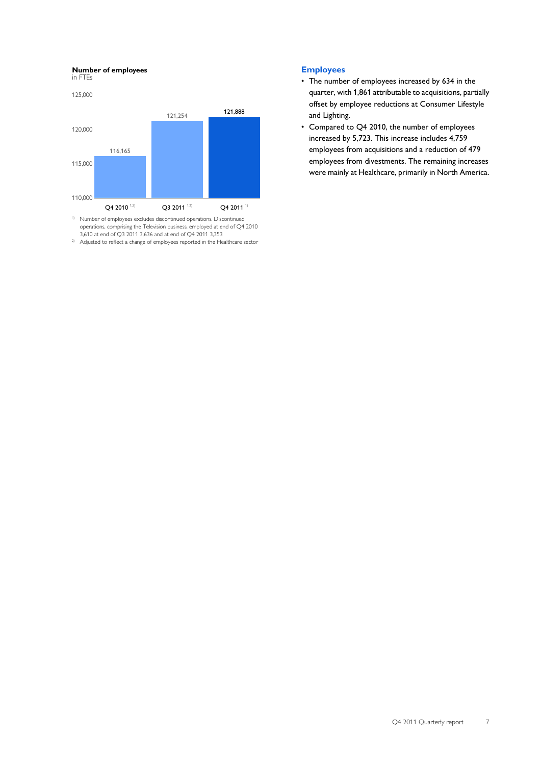**Number of employees**
in FTEs

| | Q4 2010 [1,2] | Q3 2011 [1,2] | Q4 2011 [1] |
|---|---|---|---|
| Number of employees | 116,165 | 121,254 | 121,888 |

[1] Number of employees excludes discontinued operations. Discontinued operations, comprising the Television business, employed at end of Q4 2010 3,610 at end of Q3 2011 3,636 and at end of Q4 2011 3,353

[2] Adjusted to reflect a change of employees reported in the Healthcare sector

## Employees

- The number of employees increased by 634 in the quarter, with 1,861 attributable to acquisitions, partially offset by employee reductions at Consumer Lifestyle and Lighting.
- Compared to Q4 2010, the number of employees increased by 5,723. This increase includes 4,759 employees from acquisitions and a reduction of 479 employees from divestments. The remaining increases were mainly at Healthcare, primarily in North America.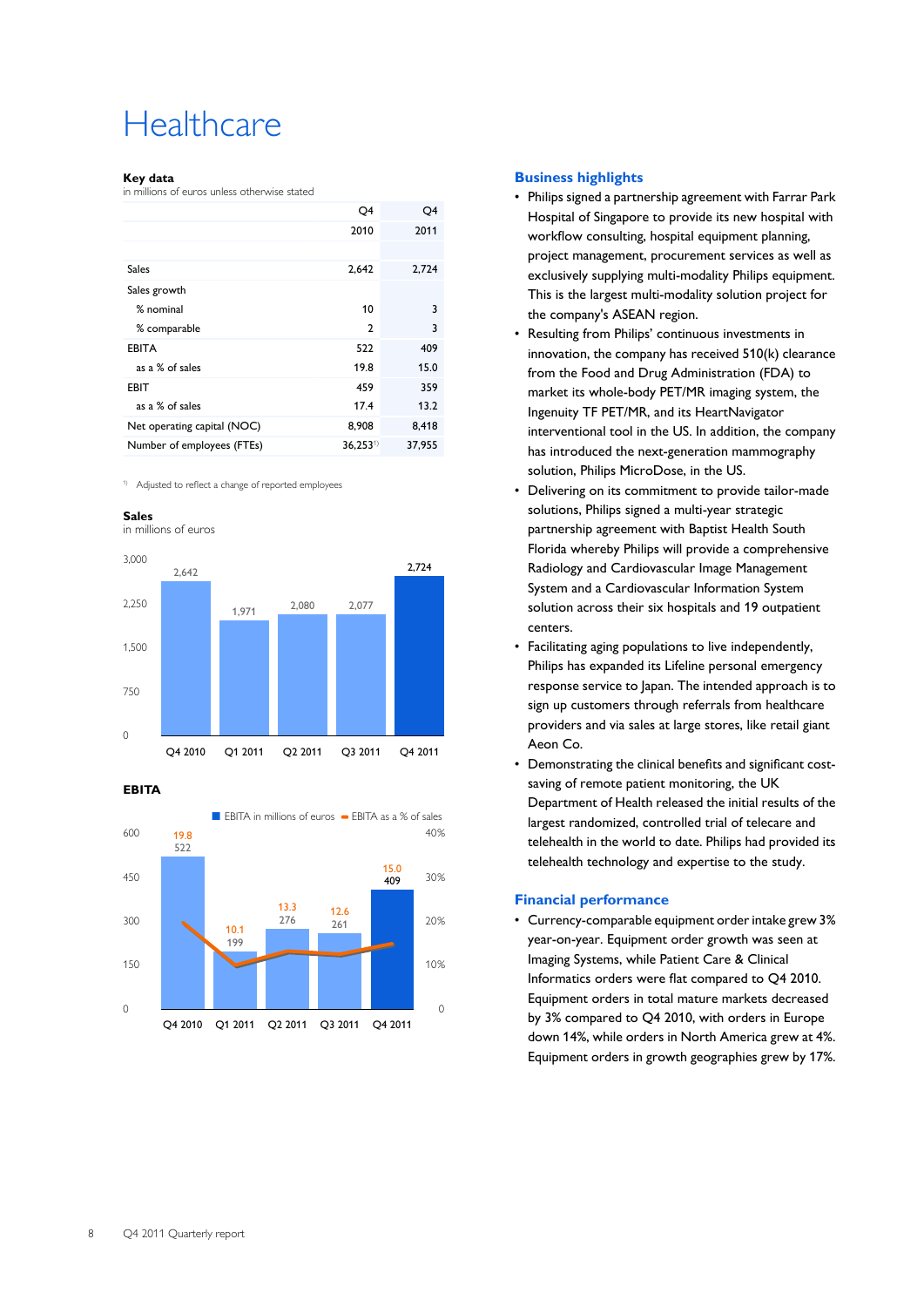# Healthcare

**Key data**
in millions of euros unless otherwise stated

| | Q4 2010 | Q4 2011 |
|---|---|---|
| Sales | 2,642 | 2,724 |
| Sales growth | | |
| % nominal | 10 | 3 |
| % comparable | 2 | 3 |
| EBITA | 522 | 409 |
| as a % of sales | 19.8 | 15.0 |
| EBIT | 459 | 359 |
| as a % of sales | 17.4 | 13.2 |
| Net operating capital (NOC) | 8,908 | 8,418 |
| Number of employees (FTEs) | 36,253[1] | 37,955 |

[1] Adjusted to reflect a change of reported employees

**Sales**
in millions of euros

| | Q4 2010 | Q1 2011 | Q2 2011 | Q3 2011 | Q4 2011 |
|---|---|---|---|---|---|
| Sales | 2,642 | 1,971 | 2,080 | 2,077 | 2,724 |

**EBITA**

| | Q4 2010 | Q1 2011 | Q2 2011 | Q3 2011 | Q4 2011 |
|---|---|---|---|---|---|
| EBITA in millions of euros | 522 | 199 | 276 | 261 | 409 |
| EBITA as a % of sales | 19.8 | 10.1 | 13.3 | 12.6 | 15.0 |

## Business highlights

- Philips signed a partnership agreement with Farrar Park Hospital of Singapore to provide its new hospital with workflow consulting, hospital equipment planning, project management, procurement services as well as exclusively supplying multi-modality Philips equipment. This is the largest multi-modality solution project for the company's ASEAN region.
- Resulting from Philips' continuous investments in innovation, the company has received 510(k) clearance from the Food and Drug Administration (FDA) to market its whole-body PET/MR imaging system, the Ingenuity TF PET/MR, and its HeartNavigator interventional tool in the US. In addition, the company has introduced the next-generation mammography solution, Philips MicroDose, in the US.
- Delivering on its commitment to provide tailor-made solutions, Philips signed a multi-year strategic partnership agreement with Baptist Health South Florida whereby Philips will provide a comprehensive Radiology and Cardiovascular Image Management System and a Cardiovascular Information System solution across their six hospitals and 19 outpatient centers.
- Facilitating aging populations to live independently, Philips has expanded its Lifeline personal emergency response service to Japan. The intended approach is to sign up customers through referrals from healthcare providers and via sales at large stores, like retail giant Aeon Co.
- Demonstrating the clinical benefits and significant cost-saving of remote patient monitoring, the UK Department of Health released the initial results of the largest randomized, controlled trial of telecare and telehealth in the world to date. Philips had provided its telehealth technology and expertise to the study.

## Financial performance

- Currency-comparable equipment order intake grew 3% year-on-year. Equipment order growth was seen at Imaging Systems, while Patient Care & Clinical Informatics orders were flat compared to Q4 2010. Equipment orders in total mature markets decreased by 3% compared to Q4 2010, with orders in Europe down 14%, while orders in North America grew at 4%. Equipment orders in growth geographies grew by 17%.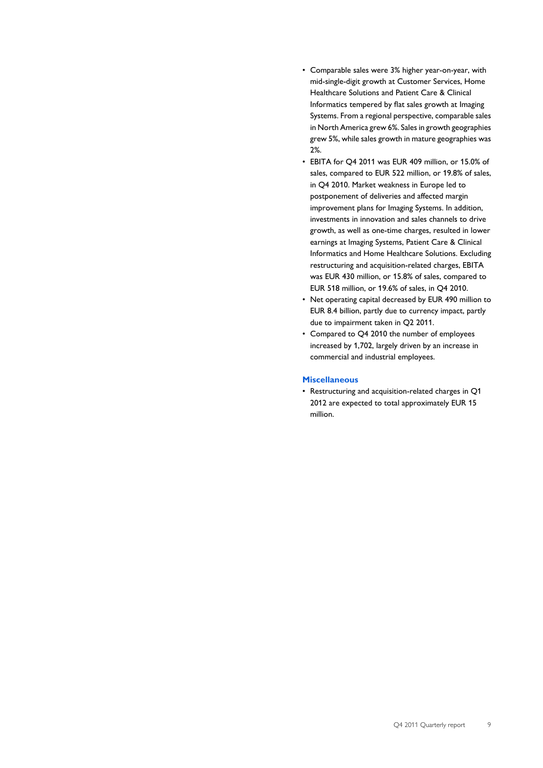- Comparable sales were 3% higher year-on-year, with mid-single-digit growth at Customer Services, Home Healthcare Solutions and Patient Care & Clinical Informatics tempered by flat sales growth at Imaging Systems. From a regional perspective, comparable sales in North America grew 6%. Sales in growth geographies grew 5%, while sales growth in mature geographies was 2%.
- EBITA for Q4 2011 was EUR 409 million, or 15.0% of sales, compared to EUR 522 million, or 19.8% of sales, in Q4 2010. Market weakness in Europe led to postponement of deliveries and affected margin improvement plans for Imaging Systems. In addition, investments in innovation and sales channels to drive growth, as well as one-time charges, resulted in lower earnings at Imaging Systems, Patient Care & Clinical Informatics and Home Healthcare Solutions. Excluding restructuring and acquisition-related charges, EBITA was EUR 430 million, or 15.8% of sales, compared to EUR 518 million, or 19.6% of sales, in Q4 2010.
- Net operating capital decreased by EUR 490 million to EUR 8.4 billion, partly due to currency impact, partly due to impairment taken in Q2 2011.
- Compared to Q4 2010 the number of employees increased by 1,702, largely driven by an increase in commercial and industrial employees.

### Miscellaneous

- Restructuring and acquisition-related charges in Q1 2012 are expected to total approximately EUR 15 million.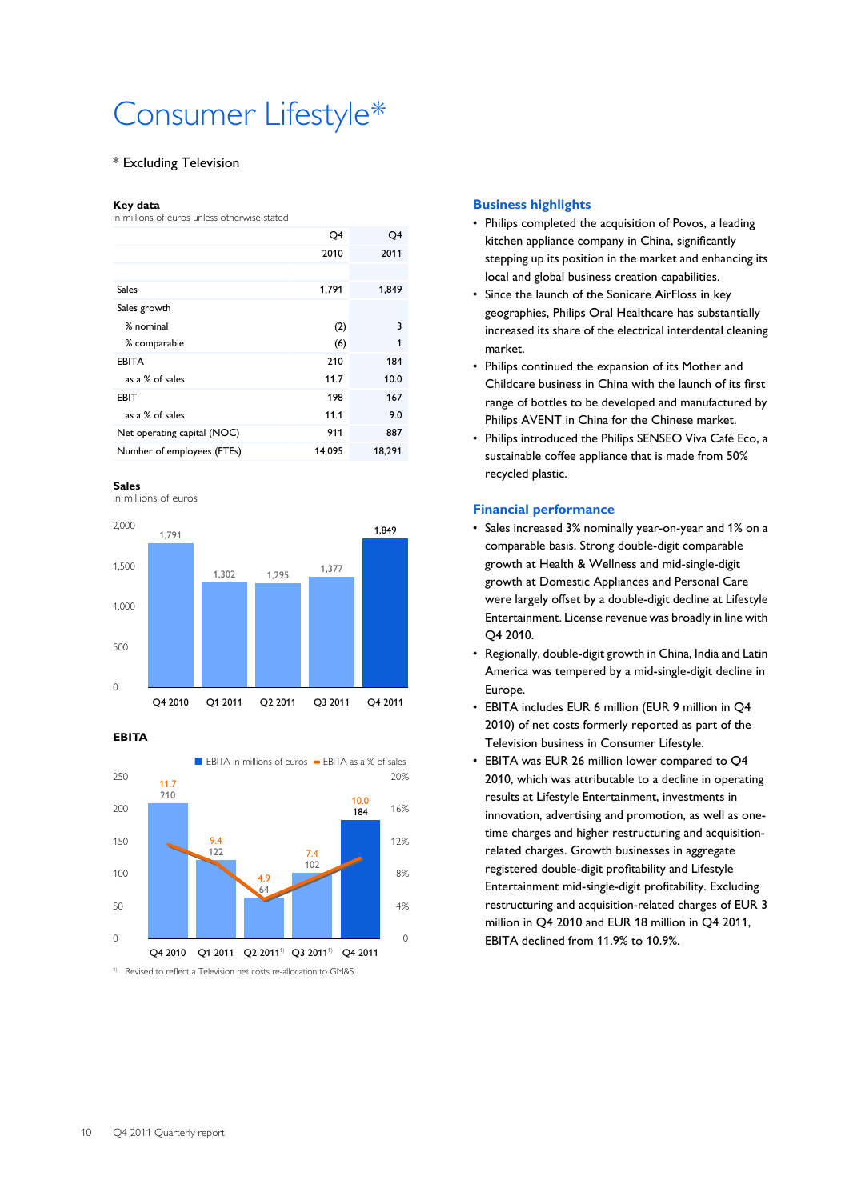# Consumer Lifestyle*

\* Excluding Television

**Key data**
in millions of euros unless otherwise stated

| | Q4 2010 | Q4 2011 |
|---|---|---|
| Sales | 1,791 | 1,849 |
| Sales growth | | |
| % nominal | (2) | 3 |
| % comparable | (6) | 1 |
| EBITA | 210 | 184 |
| as a % of sales | 11.7 | 10.0 |
| EBIT | 198 | 167 |
| as a % of sales | 11.1 | 9.0 |
| Net operating capital (NOC) | 911 | 887 |
| Number of employees (FTEs) | 14,095 | 18,291 |

**Sales**
in millions of euros

| Q4 2010 | Q1 2011 | Q2 2011 | Q3 2011 | Q4 2011 |
|---|---|---|---|---|
| 1,791 | 1,302 | 1,295 | 1,377 | 1,849 |

**EBITA**

| | Q4 2010 | Q1 2011 | Q2 2011[1] | Q3 2011[1] | Q4 2011 |
|---|---|---|---|---|---|
| EBITA in millions of euros | 210 | 122 | 64 | 102 | 184 |
| EBITA as a % of sales | 11.7 | 9.4 | 4.9 | 7.4 | 10.0 |

[1] Revised to reflect a Television net costs re-allocation to GM&S

## Business highlights

- Philips completed the acquisition of Povos, a leading kitchen appliance company in China, significantly stepping up its position in the market and enhancing its local and global business creation capabilities.
- Since the launch of the Sonicare AirFloss in key geographies, Philips Oral Healthcare has substantially increased its share of the electrical interdental cleaning market.
- Philips continued the expansion of its Mother and Childcare business in China with the launch of its first range of bottles to be developed and manufactured by Philips AVENT in China for the Chinese market.
- Philips introduced the Philips SENSEO Viva Café Eco, a sustainable coffee appliance that is made from 50% recycled plastic.

## Financial performance

- Sales increased 3% nominally year-on-year and 1% on a comparable basis. Strong double-digit comparable growth at Health & Wellness and mid-single-digit growth at Domestic Appliances and Personal Care were largely offset by a double-digit decline at Lifestyle Entertainment. License revenue was broadly in line with Q4 2010.
- Regionally, double-digit growth in China, India and Latin America was tempered by a mid-single-digit decline in Europe.
- EBITA includes EUR 6 million (EUR 9 million in Q4 2010) of net costs formerly reported as part of the Television business in Consumer Lifestyle.
- EBITA was EUR 26 million lower compared to Q4 2010, which was attributable to a decline in operating results at Lifestyle Entertainment, investments in innovation, advertising and promotion, as well as one-time charges and higher restructuring and acquisition-related charges. Growth businesses in aggregate registered double-digit profitability and Lifestyle Entertainment mid-single-digit profitability. Excluding restructuring and acquisition-related charges of EUR 3 million in Q4 2010 and EUR 18 million in Q4 2011, EBITA declined from 11.9% to 10.9%.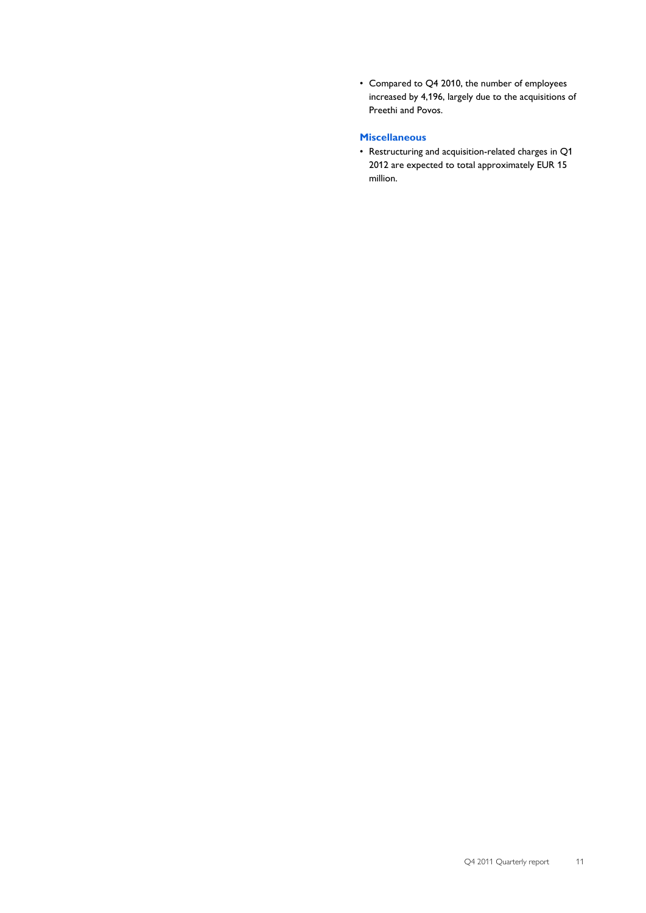- Compared to Q4 2010, the number of employees increased by 4,196, largely due to the acquisitions of Preethi and Povos.

### Miscellaneous

- Restructuring and acquisition-related charges in Q1 2012 are expected to total approximately EUR 15 million.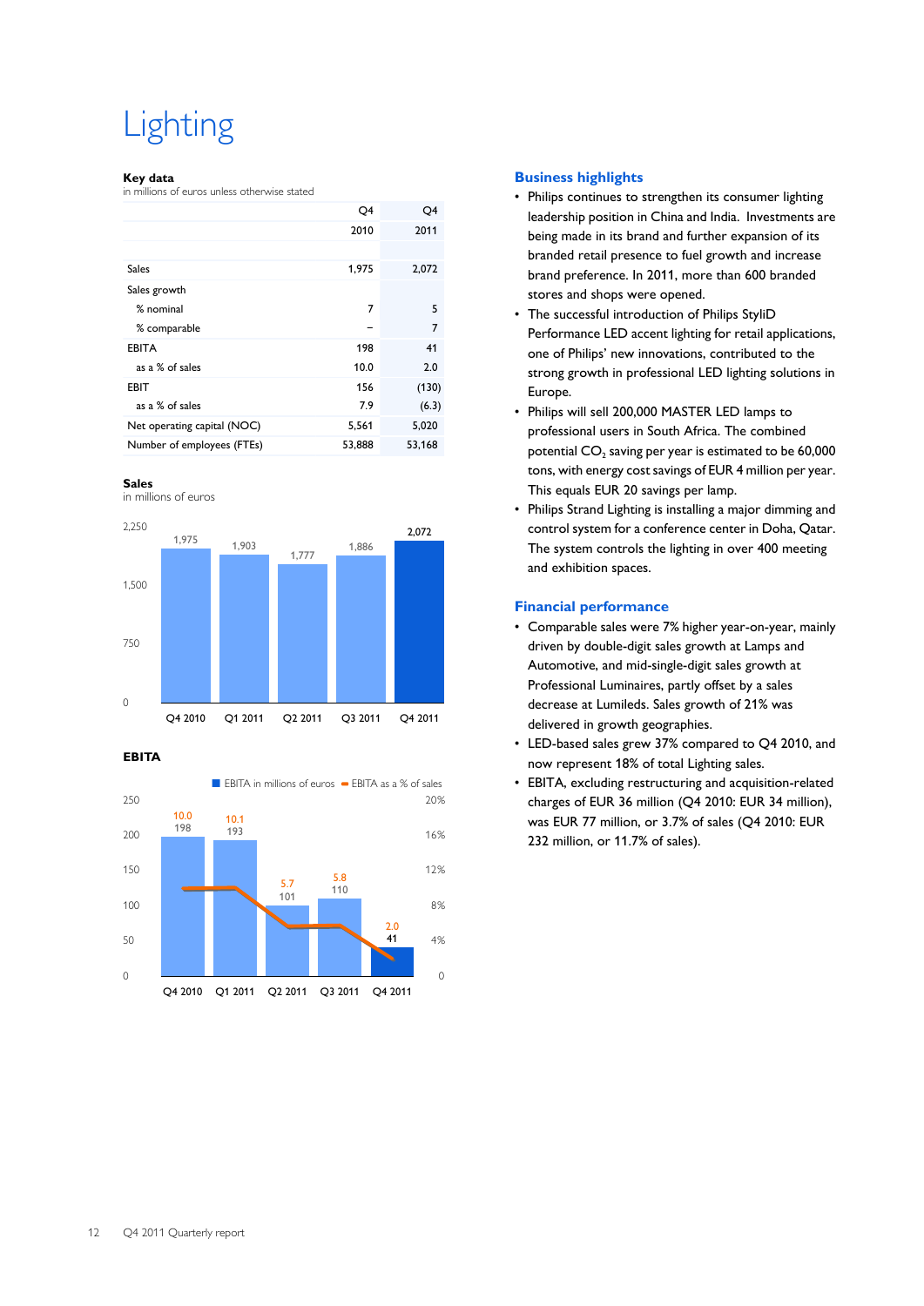# Lighting

**Key data**

in millions of euros unless otherwise stated

| | Q4 2010 | Q4 2011 |
|---|---|---|
| Sales | 1,975 | 2,072 |
| Sales growth | | |
| % nominal | 7 | 5 |
| % comparable | – | 7 |
| EBITA | 198 | 41 |
| as a % of sales | 10.0 | 2.0 |
| EBIT | 156 | (130) |
| as a % of sales | 7.9 | (6.3) |
| Net operating capital (NOC) | 5,561 | 5,020 |
| Number of employees (FTEs) | 53,888 | 53,168 |

**Sales**

in millions of euros

| Q4 2010 | Q1 2011 | Q2 2011 | Q3 2011 | Q4 2011 |
|---|---|---|---|---|
| 1,975 | 1,903 | 1,777 | 1,886 | 2,072 |

**EBITA**

| | Q4 2010 | Q1 2011 | Q2 2011 | Q3 2011 | Q4 2011 |
|---|---|---|---|---|---|
| EBITA in millions of euros | 198 | 193 | 101 | 110 | 41 |
| EBITA as a % of sales | 10.0 | 10.1 | 5.7 | 5.8 | 2.0 |

## Business highlights

- Philips continues to strengthen its consumer lighting leadership position in China and India. Investments are being made in its brand and further expansion of its branded retail presence to fuel growth and increase brand preference. In 2011, more than 600 branded stores and shops were opened.
- The successful introduction of Philips StyliD Performance LED accent lighting for retail applications, one of Philips' new innovations, contributed to the strong growth in professional LED lighting solutions in Europe.
- Philips will sell 200,000 MASTER LED lamps to professional users in South Africa. The combined potential $CO_2$ saving per year is estimated to be 60,000 tons, with energy cost savings of EUR 4 million per year. This equals EUR 20 savings per lamp.
- Philips Strand Lighting is installing a major dimming and control system for a conference center in Doha, Qatar. The system controls the lighting in over 400 meeting and exhibition spaces.

## Financial performance

- Comparable sales were 7% higher year-on-year, mainly driven by double-digit sales growth at Lamps and Automotive, and mid-single-digit sales growth at Professional Luminaires, partly offset by a sales decrease at Lumileds. Sales growth of 21% was delivered in growth geographies.
- LED-based sales grew 37% compared to Q4 2010, and now represent 18% of total Lighting sales.
- EBITA, excluding restructuring and acquisition-related charges of EUR 36 million (Q4 2010: EUR 34 million), was EUR 77 million, or 3.7% of sales (Q4 2010: EUR 232 million, or 11.7% of sales).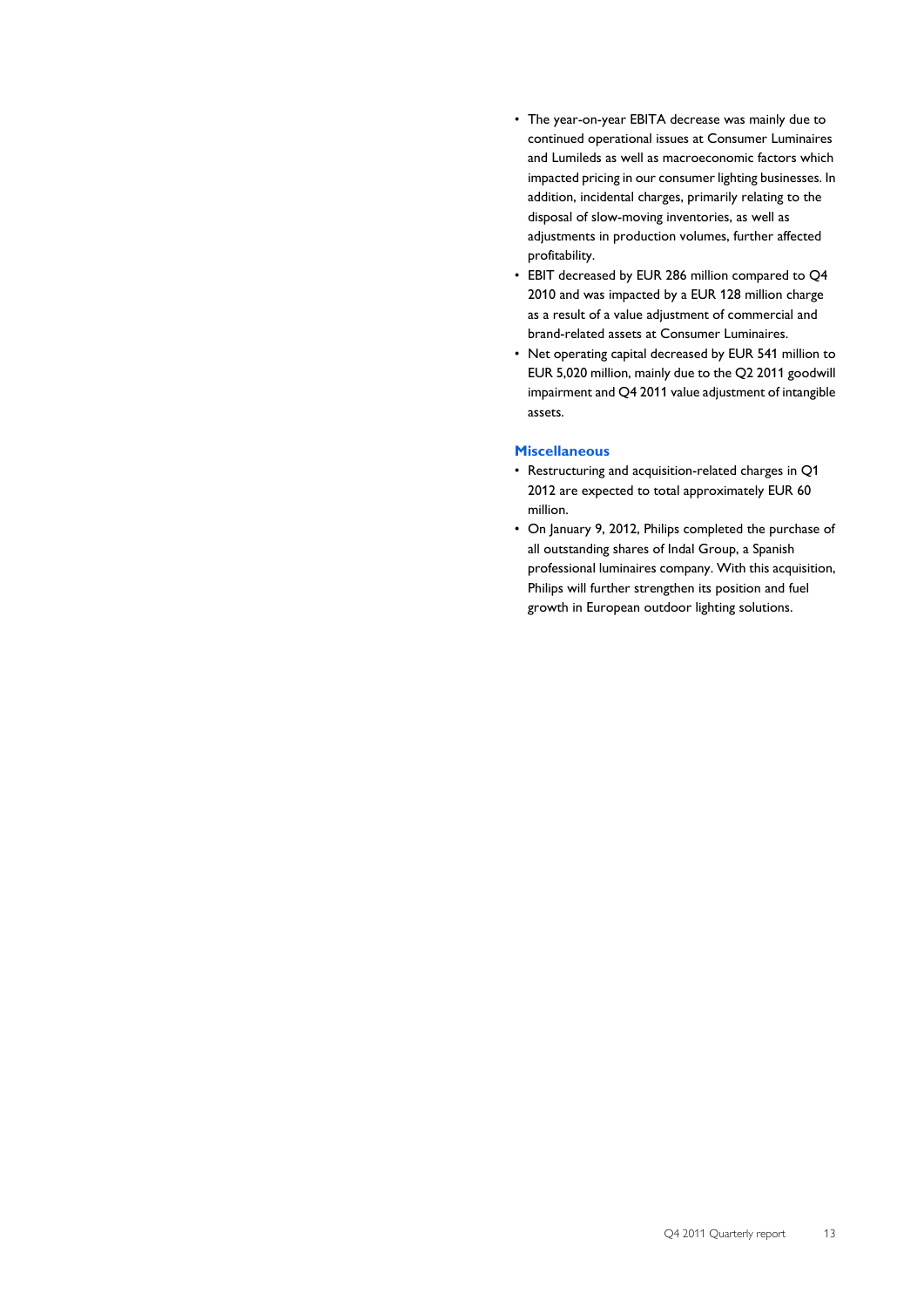- The year-on-year EBITA decrease was mainly due to continued operational issues at Consumer Luminaires and Lumileds as well as macroeconomic factors which impacted pricing in our consumer lighting businesses. In addition, incidental charges, primarily relating to the disposal of slow-moving inventories, as well as adjustments in production volumes, further affected profitability.
- EBIT decreased by EUR 286 million compared to Q4 2010 and was impacted by a EUR 128 million charge as a result of a value adjustment of commercial and brand-related assets at Consumer Luminaires.
- Net operating capital decreased by EUR 541 million to EUR 5,020 million, mainly due to the Q2 2011 goodwill impairment and Q4 2011 value adjustment of intangible assets.

### Miscellaneous

- Restructuring and acquisition-related charges in Q1 2012 are expected to total approximately EUR 60 million.
- On January 9, 2012, Philips completed the purchase of all outstanding shares of Indal Group, a Spanish professional luminaires company. With this acquisition, Philips will further strengthen its position and fuel growth in European outdoor lighting solutions.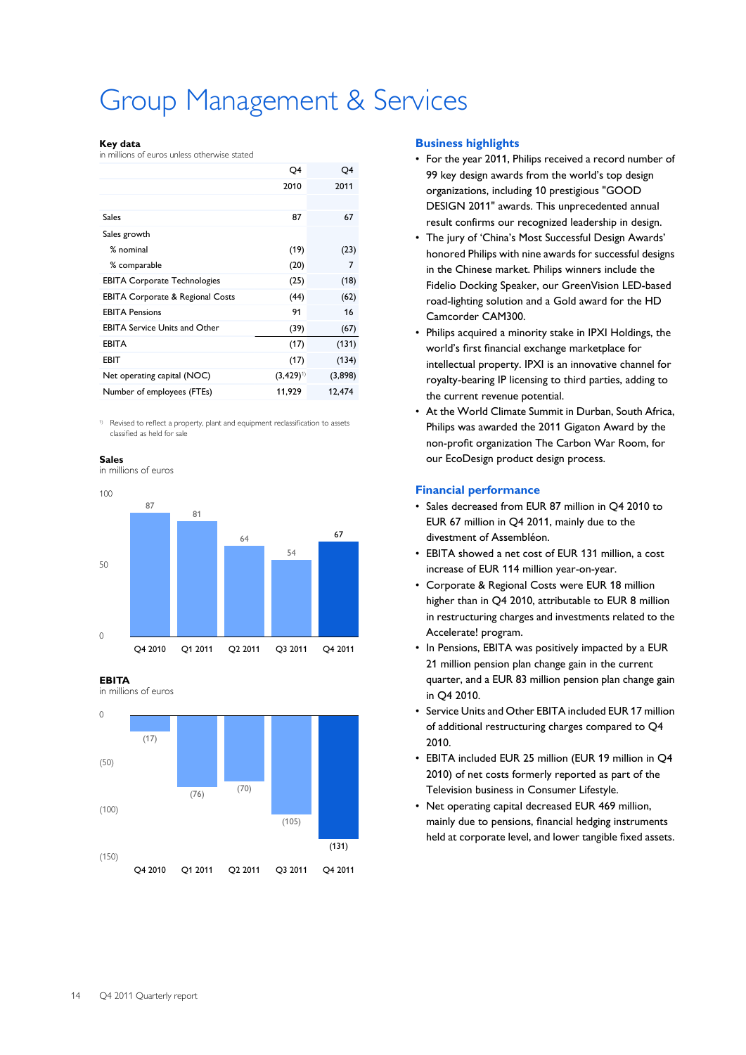# Group Management & Services

**Key data**

in millions of euros unless otherwise stated

| | Q4 2010 | Q4 2011 |
|---|---|---|
| Sales | 87 | 67 |
| Sales growth | | |
| % nominal | (19) | (23) |
| % comparable | (20) | 7 |
| EBITA Corporate Technologies | (25) | (18) |
| EBITA Corporate & Regional Costs | (44) | (62) |
| EBITA Pensions | 91 | 16 |
| EBITA Service Units and Other | (39) | (67) |
| EBITA | (17) | (131) |
| EBIT | (17) | (134) |
| Net operating capital (NOC) | (3,429)[1] | (3,898) |
| Number of employees (FTEs) | 11,929 | 12,474 |

[1] Revised to reflect a property, plant and equipment reclassification to assets classified as held for sale

**Sales**

in millions of euros

| Q4 2010 | Q1 2011 | Q2 2011 | Q3 2011 | Q4 2011 |
|---|---|---|---|---|
| 87 | 81 | 64 | 54 | 67 |

**EBITA**

in millions of euros

| Q4 2010 | Q1 2011 | Q2 2011 | Q3 2011 | Q4 2011 |
|---|---|---|---|---|
| (17) | (76) | (70) | (105) | (131) |

## Business highlights

- For the year 2011, Philips received a record number of 99 key design awards from the world's top design organizations, including 10 prestigious "GOOD DESIGN 2011" awards. This unprecedented annual result confirms our recognized leadership in design.
- The jury of 'China's Most Successful Design Awards' honored Philips with nine awards for successful designs in the Chinese market. Philips winners include the Fidelio Docking Speaker, our GreenVision LED-based road-lighting solution and a Gold award for the HD Camcorder CAM300.
- Philips acquired a minority stake in IPXI Holdings, the world's first financial exchange marketplace for intellectual property. IPXI is an innovative channel for royalty-bearing IP licensing to third parties, adding to the current revenue potential.
- At the World Climate Summit in Durban, South Africa, Philips was awarded the 2011 Gigaton Award by the non-profit organization The Carbon War Room, for our EcoDesign product design process.

## Financial performance

- Sales decreased from EUR 87 million in Q4 2010 to EUR 67 million in Q4 2011, mainly due to the divestment of Assembléon.
- EBITA showed a net cost of EUR 131 million, a cost increase of EUR 114 million year-on-year.
- Corporate & Regional Costs were EUR 18 million higher than in Q4 2010, attributable to EUR 8 million in restructuring charges and investments related to the Accelerate! program.
- In Pensions, EBITA was positively impacted by a EUR 21 million pension plan change gain in the current quarter, and a EUR 83 million pension plan change gain in Q4 2010.
- Service Units and Other EBITA included EUR 17 million of additional restructuring charges compared to Q4 2010.
- EBITA included EUR 25 million (EUR 19 million in Q4 2010) of net costs formerly reported as part of the Television business in Consumer Lifestyle.
- Net operating capital decreased EUR 469 million, mainly due to pensions, financial hedging instruments held at corporate level, and lower tangible fixed assets.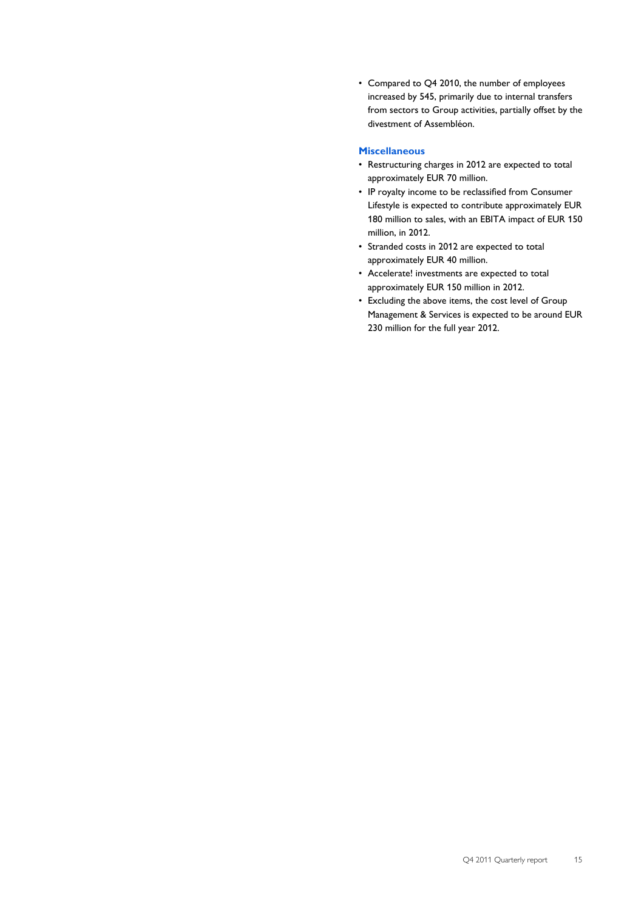- Compared to Q4 2010, the number of employees increased by 545, primarily due to internal transfers from sectors to Group activities, partially offset by the divestment of Assembléon.

### Miscellaneous

- Restructuring charges in 2012 are expected to total approximately EUR 70 million.
- IP royalty income to be reclassified from Consumer Lifestyle is expected to contribute approximately EUR 180 million to sales, with an EBITA impact of EUR 150 million, in 2012.
- Stranded costs in 2012 are expected to total approximately EUR 40 million.
- Accelerate! investments are expected to total approximately EUR 150 million in 2012.
- Excluding the above items, the cost level of Group Management & Services is expected to be around EUR 230 million for the full year 2012.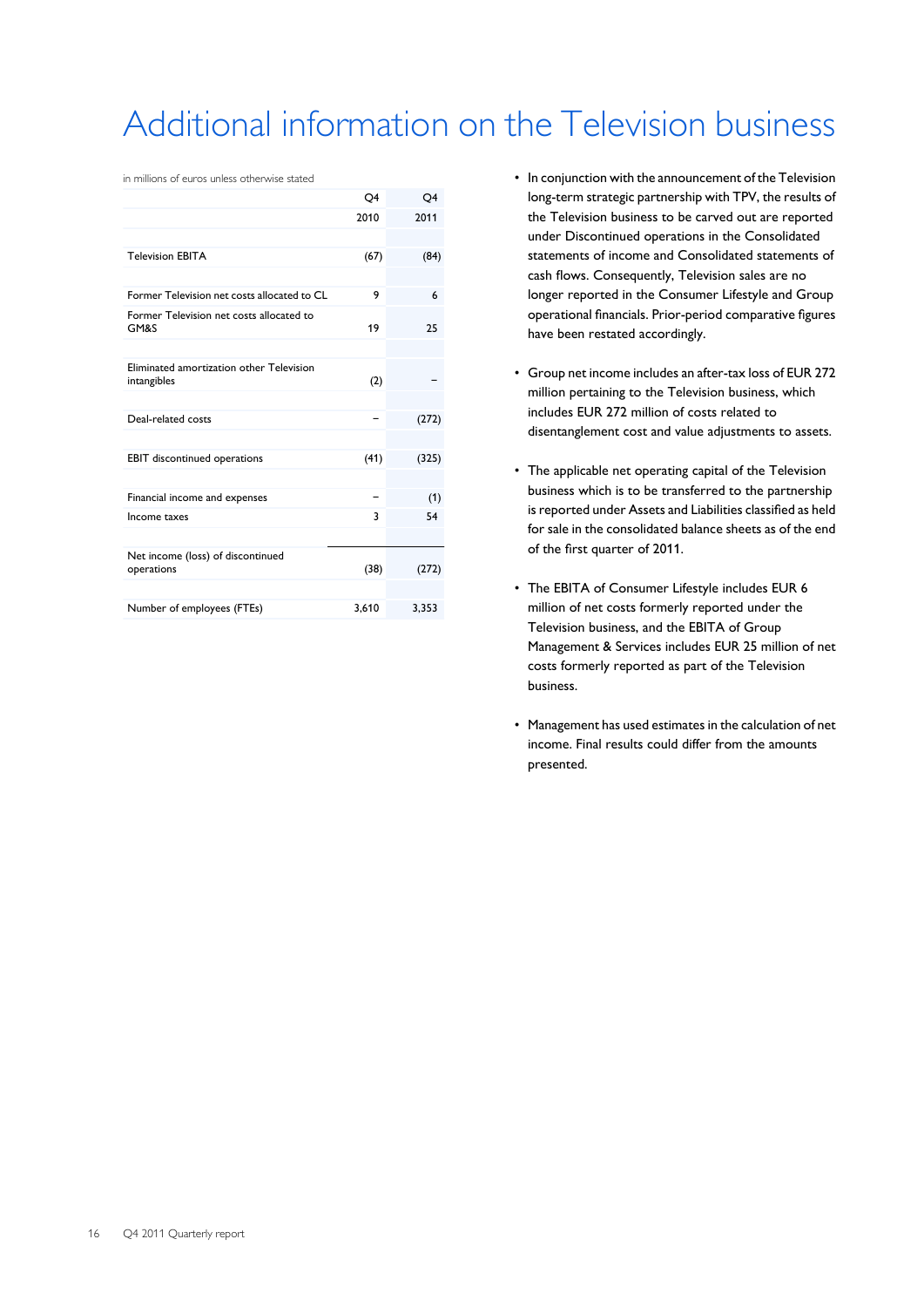# Additional information on the Television business

in millions of euros unless otherwise stated

| | Q4 2010 | Q4 2011 |
|---|---|---|
| Television EBITA | (67) | (84) |
| Former Television net costs allocated to CL | 9 | 6 |
| Former Television net costs allocated to GM&S | 19 | 25 |
| Eliminated amortization other Television intangibles | (2) | – |
| Deal-related costs | – | (272) |
| EBIT discontinued operations | (41) | (325) |
| Financial income and expenses | – | (1) |
| Income taxes | 3 | 54 |
| Net income (loss) of discontinued operations | (38) | (272) |
| Number of employees (FTEs) | 3,610 | 3,353 |

- In conjunction with the announcement of the Television long-term strategic partnership with TPV, the results of the Television business to be carved out are reported under Discontinued operations in the Consolidated statements of income and Consolidated statements of cash flows. Consequently, Television sales are no longer reported in the Consumer Lifestyle and Group operational financials. Prior-period comparative figures have been restated accordingly.

- Group net income includes an after-tax loss of EUR 272 million pertaining to the Television business, which includes EUR 272 million of costs related to disentanglement cost and value adjustments to assets.

- The applicable net operating capital of the Television business which is to be transferred to the partnership is reported under Assets and Liabilities classified as held for sale in the consolidated balance sheets as of the end of the first quarter of 2011.

- The EBITA of Consumer Lifestyle includes EUR 6 million of net costs formerly reported under the Television business, and the EBITA of Group Management & Services includes EUR 25 million of net costs formerly reported as part of the Television business.

- Management has used estimates in the calculation of net income. Final results could differ from the amounts presented.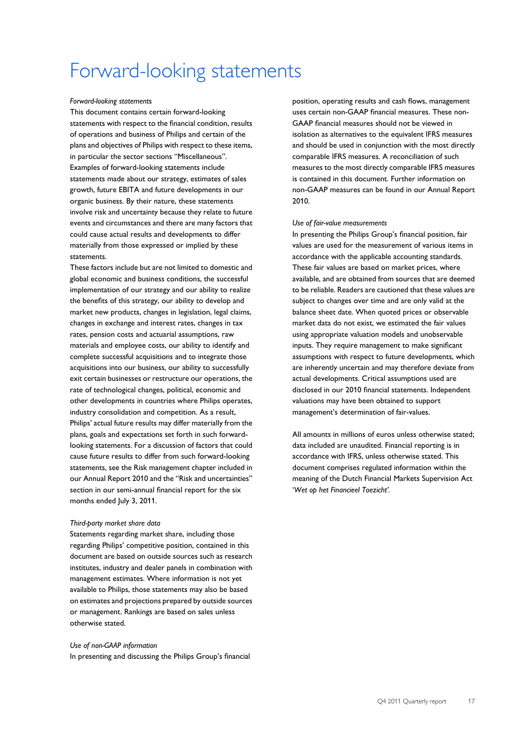# Forward-looking statements

*Forward-looking statements*

This document contains certain forward-looking statements with respect to the financial condition, results of operations and business of Philips and certain of the plans and objectives of Philips with respect to these items, in particular the sector sections "Miscellaneous". Examples of forward-looking statements include statements made about our strategy, estimates of sales growth, future EBITA and future developments in our organic business. By their nature, these statements involve risk and uncertainty because they relate to future events and circumstances and there are many factors that could cause actual results and developments to differ materially from those expressed or implied by these statements.

These factors include but are not limited to domestic and global economic and business conditions, the successful implementation of our strategy and our ability to realize the benefits of this strategy, our ability to develop and market new products, changes in legislation, legal claims, changes in exchange and interest rates, changes in tax rates, pension costs and actuarial assumptions, raw materials and employee costs, our ability to identify and complete successful acquisitions and to integrate those acquisitions into our business, our ability to successfully exit certain businesses or restructure our operations, the rate of technological changes, political, economic and other developments in countries where Philips operates, industry consolidation and competition. As a result, Philips' actual future results may differ materially from the plans, goals and expectations set forth in such forward-looking statements. For a discussion of factors that could cause future results to differ from such forward-looking statements, see the Risk management chapter included in our Annual Report 2010 and the "Risk and uncertainties" section in our semi-annual financial report for the six months ended July 3, 2011.

*Third-party market share data*

Statements regarding market share, including those regarding Philips' competitive position, contained in this document are based on outside sources such as research institutes, industry and dealer panels in combination with management estimates. Where information is not yet available to Philips, those statements may also be based on estimates and projections prepared by outside sources or management. Rankings are based on sales unless otherwise stated.

*Use of non-GAAP information*

In presenting and discussing the Philips Group's financial position, operating results and cash flows, management uses certain non-GAAP financial measures. These non-GAAP financial measures should not be viewed in isolation as alternatives to the equivalent IFRS measures and should be used in conjunction with the most directly comparable IFRS measures. A reconciliation of such measures to the most directly comparable IFRS measures is contained in this document. Further information on non-GAAP measures can be found in our Annual Report 2010.

*Use of fair-value measurements*

In presenting the Philips Group's financial position, fair values are used for the measurement of various items in accordance with the applicable accounting standards. These fair values are based on market prices, where available, and are obtained from sources that are deemed to be reliable. Readers are cautioned that these values are subject to changes over time and are only valid at the balance sheet date. When quoted prices or observable market data do not exist, we estimated the fair values using appropriate valuation models and unobservable inputs. They require management to make significant assumptions with respect to future developments, which are inherently uncertain and may therefore deviate from actual developments. Critical assumptions used are disclosed in our 2010 financial statements. Independent valuations may have been obtained to support management's determination of fair-values.

All amounts in millions of euros unless otherwise stated; data included are unaudited. Financial reporting is in accordance with IFRS, unless otherwise stated. This document comprises regulated information within the meaning of the Dutch Financial Markets Supervision Act '*Wet op het Financieel Toezicht*'.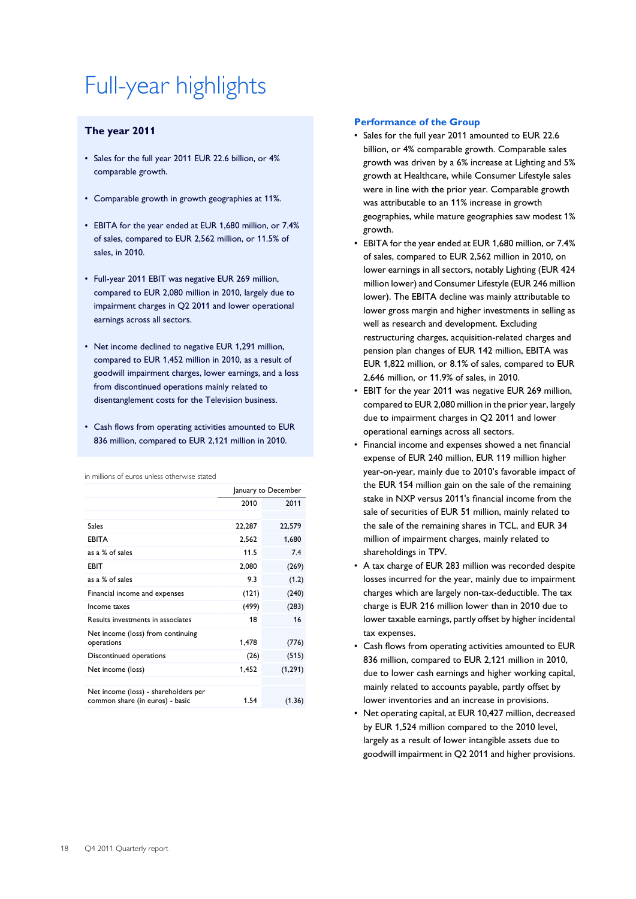# Full-year highlights

## The year 2011

- Sales for the full year 2011 EUR 22.6 billion, or 4% comparable growth.
- Comparable growth in growth geographies at 11%.
- EBITA for the year ended at EUR 1,680 million, or 7.4% of sales, compared to EUR 2,562 million, or 11.5% of sales, in 2010.
- Full-year 2011 EBIT was negative EUR 269 million, compared to EUR 2,080 million in 2010, largely due to impairment charges in Q2 2011 and lower operational earnings across all sectors.
- Net income declined to negative EUR 1,291 million, compared to EUR 1,452 million in 2010, as a result of goodwill impairment charges, lower earnings, and a loss from discontinued operations mainly related to disentanglement costs for the Television business.
- Cash flows from operating activities amounted to EUR 836 million, compared to EUR 2,121 million in 2010.

in millions of euros unless otherwise stated

| | January to December | |
|---|---|---|
| | 2010 | 2011 |
| Sales | 22,287 | 22,579 |
| EBITA | 2,562 | 1,680 |
| as a % of sales | 11.5 | 7.4 |
| EBIT | 2,080 | (269) |
| as a % of sales | 9.3 | (1.2) |
| Financial income and expenses | (121) | (240) |
| Income taxes | (499) | (283) |
| Results investments in associates | 18 | 16 |
| Net income (loss) from continuing operations | 1,478 | (776) |
| Discontinued operations | (26) | (515) |
| Net income (loss) | 1,452 | (1,291) |
| Net income (loss) - shareholders per common share (in euros) - basic | 1.54 | (1.36) |

## Performance of the Group

- Sales for the full year 2011 amounted to EUR 22.6 billion, or 4% comparable growth. Comparable sales growth was driven by a 6% increase at Lighting and 5% growth at Healthcare, while Consumer Lifestyle sales were in line with the prior year. Comparable growth was attributable to an 11% increase in growth geographies, while mature geographies saw modest 1% growth.
- EBITA for the year ended at EUR 1,680 million, or 7.4% of sales, compared to EUR 2,562 million in 2010, on lower earnings in all sectors, notably Lighting (EUR 424 million lower) and Consumer Lifestyle (EUR 246 million lower). The EBITA decline was mainly attributable to lower gross margin and higher investments in selling as well as research and development. Excluding restructuring charges, acquisition-related charges and pension plan changes of EUR 142 million, EBITA was EUR 1,822 million, or 8.1% of sales, compared to EUR 2,646 million, or 11.9% of sales, in 2010.
- EBIT for the year 2011 was negative EUR 269 million, compared to EUR 2,080 million in the prior year, largely due to impairment charges in Q2 2011 and lower operational earnings across all sectors.
- Financial income and expenses showed a net financial expense of EUR 240 million, EUR 119 million higher year-on-year, mainly due to 2010's favorable impact of the EUR 154 million gain on the sale of the remaining stake in NXP versus 2011's financial income from the sale of securities of EUR 51 million, mainly related to the sale of the remaining shares in TCL, and EUR 34 million of impairment charges, mainly related to shareholdings in TPV.
- A tax charge of EUR 283 million was recorded despite losses incurred for the year, mainly due to impairment charges which are largely non-tax-deductible. The tax charge is EUR 216 million lower than in 2010 due to lower taxable earnings, partly offset by higher incidental tax expenses.
- Cash flows from operating activities amounted to EUR 836 million, compared to EUR 2,121 million in 2010, due to lower cash earnings and higher working capital, mainly related to accounts payable, partly offset by lower inventories and an increase in provisions.
- Net operating capital, at EUR 10,427 million, decreased by EUR 1,524 million compared to the 2010 level, largely as a result of lower intangible assets due to goodwill impairment in Q2 2011 and higher provisions.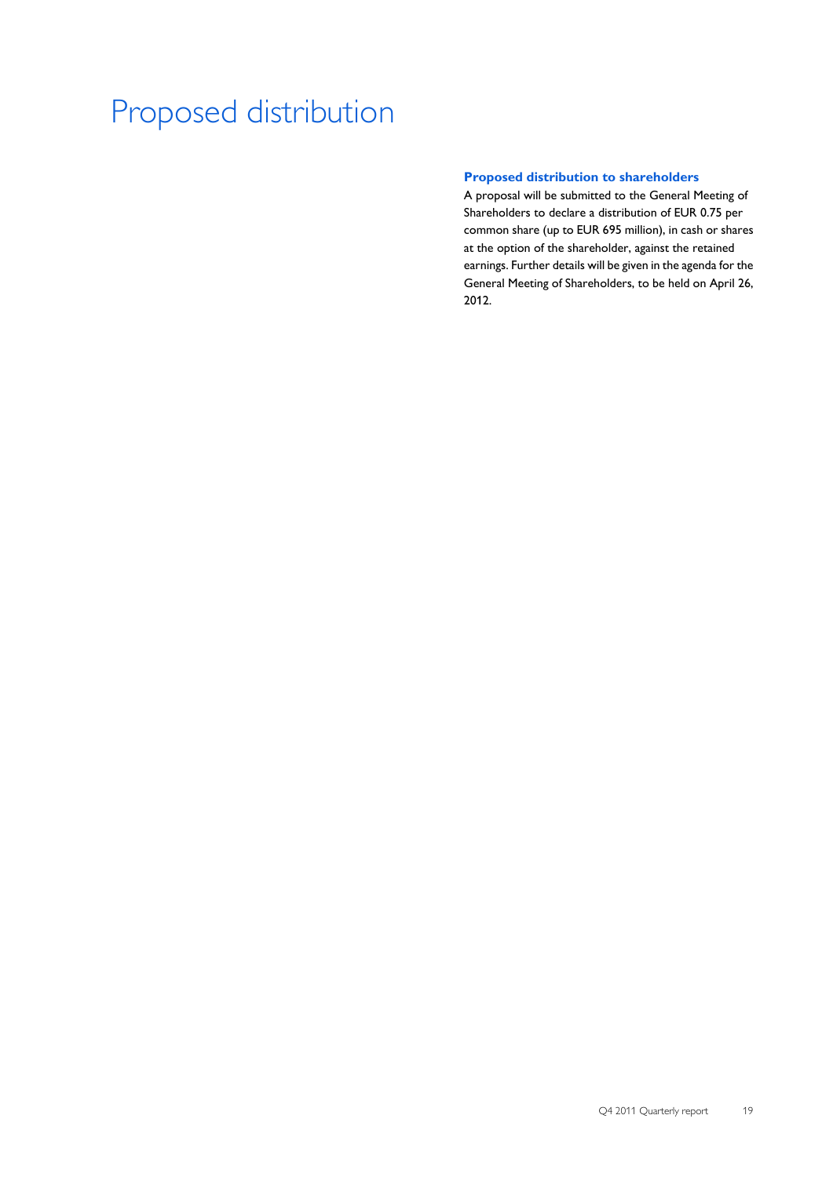# Proposed distribution

### Proposed distribution to shareholders

A proposal will be submitted to the General Meeting of Shareholders to declare a distribution of EUR 0.75 per common share (up to EUR 695 million), in cash or shares at the option of the shareholder, against the retained earnings. Further details will be given in the agenda for the General Meeting of Shareholders, to be held on April 26, 2012.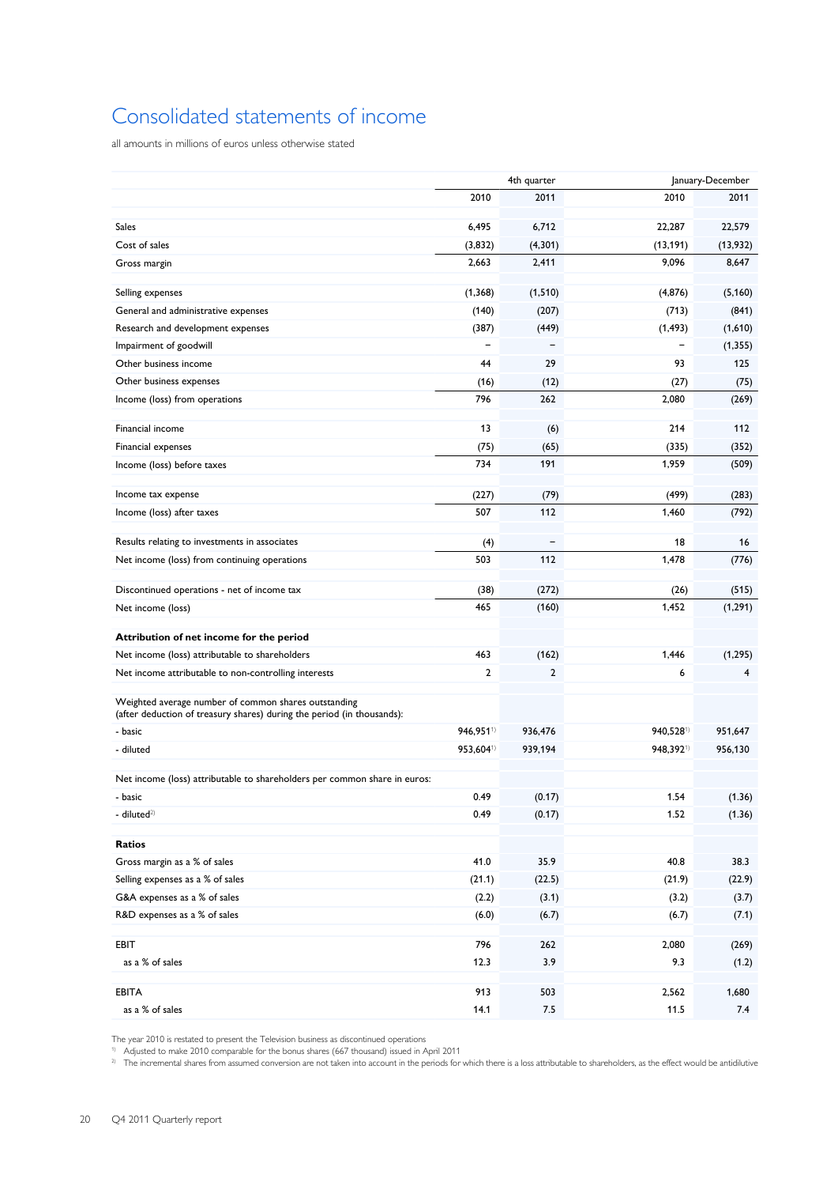# Consolidated statements of income

all amounts in millions of euros unless otherwise stated

| | 4th quarter | | January-December | |
|---|---|---|---|---|
| | 2010 | 2011 | 2010 | 2011 |
| Sales | 6,495 | 6,712 | 22,287 | 22,579 |
| Cost of sales | (3,832) | (4,301) | (13,191) | (13,932) |
| Gross margin | 2,663 | 2,411 | 9,096 | 8,647 |
| Selling expenses | (1,368) | (1,510) | (4,876) | (5,160) |
| General and administrative expenses | (140) | (207) | (713) | (841) |
| Research and development expenses | (387) | (449) | (1,493) | (1,610) |
| Impairment of goodwill | – | – | – | (1,355) |
| Other business income | 44 | 29 | 93 | 125 |
| Other business expenses | (16) | (12) | (27) | (75) |
| Income (loss) from operations | 796 | 262 | 2,080 | (269) |
| Financial income | 13 | (6) | 214 | 112 |
| Financial expenses | (75) | (65) | (335) | (352) |
| Income (loss) before taxes | 734 | 191 | 1,959 | (509) |
| Income tax expense | (227) | (79) | (499) | (283) |
| Income (loss) after taxes | 507 | 112 | 1,460 | (792) |
| Results relating to investments in associates | (4) | – | 18 | 16 |
| Net income (loss) from continuing operations | 503 | 112 | 1,478 | (776) |
| Discontinued operations - net of income tax | (38) | (272) | (26) | (515) |
| Net income (loss) | 465 | (160) | 1,452 | (1,291) |
| **Attribution of net income for the period** | | | | |
| Net income (loss) attributable to shareholders | 463 | (162) | 1,446 | (1,295) |
| Net income attributable to non-controlling interests | 2 | 2 | 6 | 4 |
| Weighted average number of common shares outstanding (after deduction of treasury shares) during the period (in thousands): | | | | |
| - basic | 946,951[1] | 936,476 | 940,528[1] | 951,647 |
| - diluted | 953,604[1] | 939,194 | 948,392[1] | 956,130 |
| Net income (loss) attributable to shareholders per common share in euros: | | | | |
| - basic | 0.49 | (0.17) | 1.54 | (1.36) |
| - diluted[2] | 0.49 | (0.17) | 1.52 | (1.36) |
| **Ratios** | | | | |
| Gross margin as a % of sales | 41.0 | 35.9 | 40.8 | 38.3 |
| Selling expenses as a % of sales | (21.1) | (22.5) | (21.9) | (22.9) |
| G&A expenses as a % of sales | (2.2) | (3.1) | (3.2) | (3.7) |
| R&D expenses as a % of sales | (6.0) | (6.7) | (6.7) | (7.1) |
| EBIT | 796 | 262 | 2,080 | (269) |
| as a % of sales | 12.3 | 3.9 | 9.3 | (1.2) |
| EBITA | 913 | 503 | 2,562 | 1,680 |
| as a % of sales | 14.1 | 7.5 | 11.5 | 7.4 |

The year 2010 is restated to present the Television business as discontinued operations

[1] Adjusted to make 2010 comparable for the bonus shares (667 thousand) issued in April 2011

[2] The incremental shares from assumed conversion are not taken into account in the periods for which there is a loss attributable to shareholders, as the effect would be antidilutive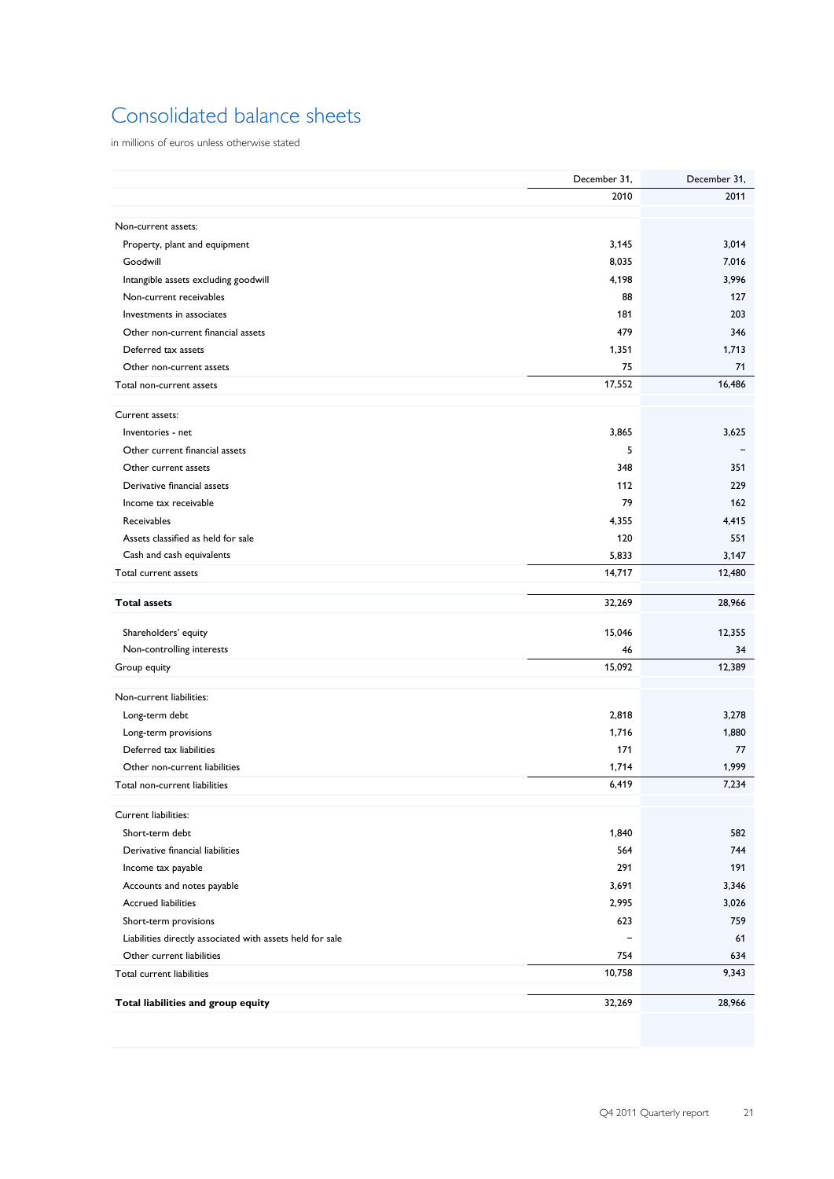# Consolidated balance sheets

in millions of euros unless otherwise stated

| | December 31, 2010 | December 31, 2011 |
|---|---|---|
| Non-current assets: | | |
| Property, plant and equipment | 3,145 | 3,014 |
| Goodwill | 8,035 | 7,016 |
| Intangible assets excluding goodwill | 4,198 | 3,996 |
| Non-current receivables | 88 | 127 |
| Investments in associates | 181 | 203 |
| Other non-current financial assets | 479 | 346 |
| Deferred tax assets | 1,351 | 1,713 |
| Other non-current assets | 75 | 71 |
| Total non-current assets | 17,552 | 16,486 |
| Current assets: | | |
| Inventories - net | 3,865 | 3,625 |
| Other current financial assets | 5 | – |
| Other current assets | 348 | 351 |
| Derivative financial assets | 112 | 229 |
| Income tax receivable | 79 | 162 |
| Receivables | 4,355 | 4,415 |
| Assets classified as held for sale | 120 | 551 |
| Cash and cash equivalents | 5,833 | 3,147 |
| Total current assets | 14,717 | 12,480 |
| **Total assets** | 32,269 | 28,966 |
| Shareholders' equity | 15,046 | 12,355 |
| Non-controlling interests | 46 | 34 |
| Group equity | 15,092 | 12,389 |
| Non-current liabilities: | | |
| Long-term debt | 2,818 | 3,278 |
| Long-term provisions | 1,716 | 1,880 |
| Deferred tax liabilities | 171 | 77 |
| Other non-current liabilities | 1,714 | 1,999 |
| Total non-current liabilities | 6,419 | 7,234 |
| Current liabilities: | | |
| Short-term debt | 1,840 | 582 |
| Derivative financial liabilities | 564 | 744 |
| Income tax payable | 291 | 191 |
| Accounts and notes payable | 3,691 | 3,346 |
| Accrued liabilities | 2,995 | 3,026 |
| Short-term provisions | 623 | 759 |
| Liabilities directly associated with assets held for sale | – | 61 |
| Other current liabilities | 754 | 634 |
| Total current liabilities | 10,758 | 9,343 |
| **Total liabilities and group equity** | 32,269 | 28,966 |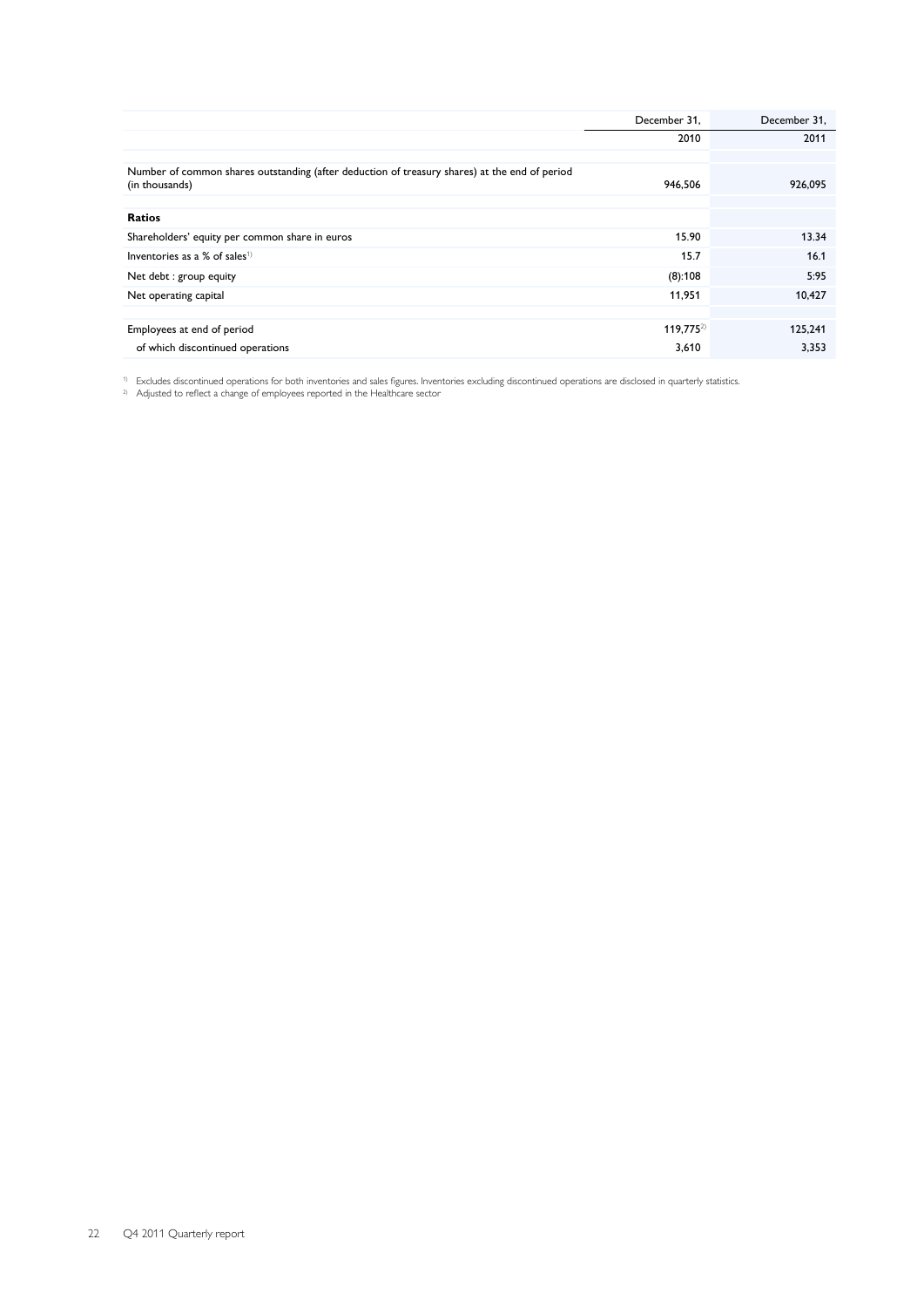| | December 31, 2010 | December 31, 2011 |
|---|---|---|
| Number of common shares outstanding (after deduction of treasury shares) at the end of period (in thousands) | 946,506 | 926,095 |
| | | |
| **Ratios** | | |
| Shareholders' equity per common share in euros | 15.90 | 13.34 |
| Inventories as a % of sales[1] | 15.7 | 16.1 |
| Net debt : group equity | (8):108 | 5:95 |
| Net operating capital | 11,951 | 10,427 |
| | | |
| Employees at end of period | 119,775[2] | 125,241 |
| of which discontinued operations | 3,610 | 3,353 |

[1] Excludes discontinued operations for both inventories and sales figures. Inventories excluding discontinued operations are disclosed in quarterly statistics.

[2] Adjusted to reflect a change of employees reported in the Healthcare sector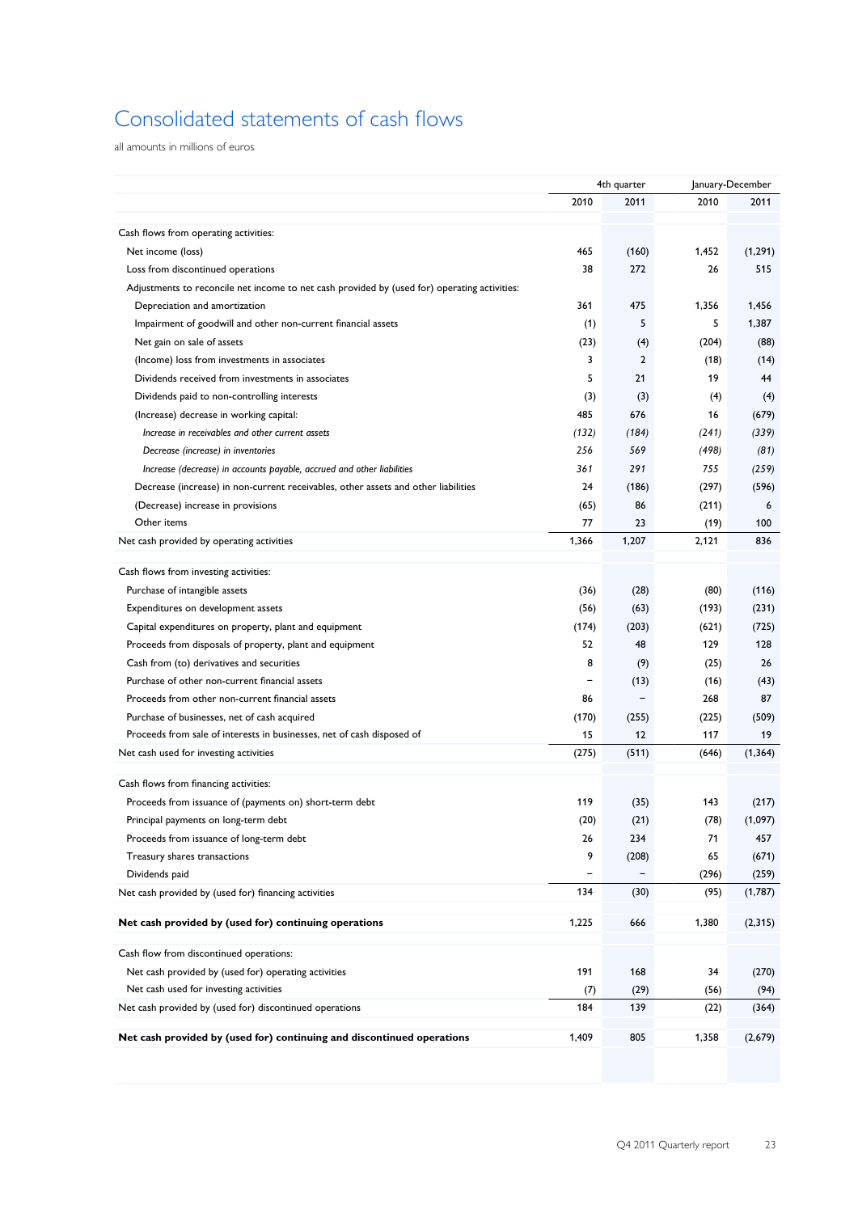# Consolidated statements of cash flows

all amounts in millions of euros

| | 4th quarter | | January-December | |
|---|---|---|---|---|
| | 2010 | 2011 | 2010 | 2011 |
| Cash flows from operating activities: | | | | |
| Net income (loss) | 465 | (160) | 1,452 | (1,291) |
| Loss from discontinued operations | 38 | 272 | 26 | 515 |
| Adjustments to reconcile net income to net cash provided by (used for) operating activities: | | | | |
| Depreciation and amortization | 361 | 475 | 1,356 | 1,456 |
| Impairment of goodwill and other non-current financial assets | (1) | 5 | 5 | 1,387 |
| Net gain on sale of assets | (23) | (4) | (204) | (88) |
| (Income) loss from investments in associates | 3 | 2 | (18) | (14) |
| Dividends received from investments in associates | 5 | 21 | 19 | 44 |
| Dividends paid to non-controlling interests | (3) | (3) | (4) | (4) |
| (Increase) decrease in working capital: | 485 | 676 | 16 | (679) |
| *Increase in receivables and other current assets* | *(132)* | *(184)* | *(241)* | *(339)* |
| *Decrease (increase) in inventories* | *256* | *569* | *(498)* | *(81)* |
| *Increase (decrease) in accounts payable, accrued and other liabilities* | *361* | *291* | *755* | *(259)* |
| Decrease (increase) in non-current receivables, other assets and other liabilities | 24 | (186) | (297) | (596) |
| (Decrease) increase in provisions | (65) | 86 | (211) | 6 |
| Other items | 77 | 23 | (19) | 100 |
| Net cash provided by operating activities | 1,366 | 1,207 | 2,121 | 836 |
| Cash flows from investing activities: | | | | |
| Purchase of intangible assets | (36) | (28) | (80) | (116) |
| Expenditures on development assets | (56) | (63) | (193) | (231) |
| Capital expenditures on property, plant and equipment | (174) | (203) | (621) | (725) |
| Proceeds from disposals of property, plant and equipment | 52 | 48 | 129 | 128 |
| Cash from (to) derivatives and securities | 8 | (9) | (25) | 26 |
| Purchase of other non-current financial assets | – | (13) | (16) | (43) |
| Proceeds from other non-current financial assets | 86 | – | 268 | 87 |
| Purchase of businesses, net of cash acquired | (170) | (255) | (225) | (509) |
| Proceeds from sale of interests in businesses, net of cash disposed of | 15 | 12 | 117 | 19 |
| Net cash used for investing activities | (275) | (511) | (646) | (1,364) |
| Cash flows from financing activities: | | | | |
| Proceeds from issuance of (payments on) short-term debt | 119 | (35) | 143 | (217) |
| Principal payments on long-term debt | (20) | (21) | (78) | (1,097) |
| Proceeds from issuance of long-term debt | 26 | 234 | 71 | 457 |
| Treasury shares transactions | 9 | (208) | 65 | (671) |
| Dividends paid | – | – | (296) | (259) |
| Net cash provided by (used for) financing activities | 134 | (30) | (95) | (1,787) |
| **Net cash provided by (used for) continuing operations** | 1,225 | 666 | 1,380 | (2,315) |
| Cash flow from discontinued operations: | | | | |
| Net cash provided by (used for) operating activities | 191 | 168 | 34 | (270) |
| Net cash used for investing activities | (7) | (29) | (56) | (94) |
| Net cash provided by (used for) discontinued operations | 184 | 139 | (22) | (364) |
| **Net cash provided by (used for) continuing and discontinued operations** | 1,409 | 805 | 1,358 | (2,679) |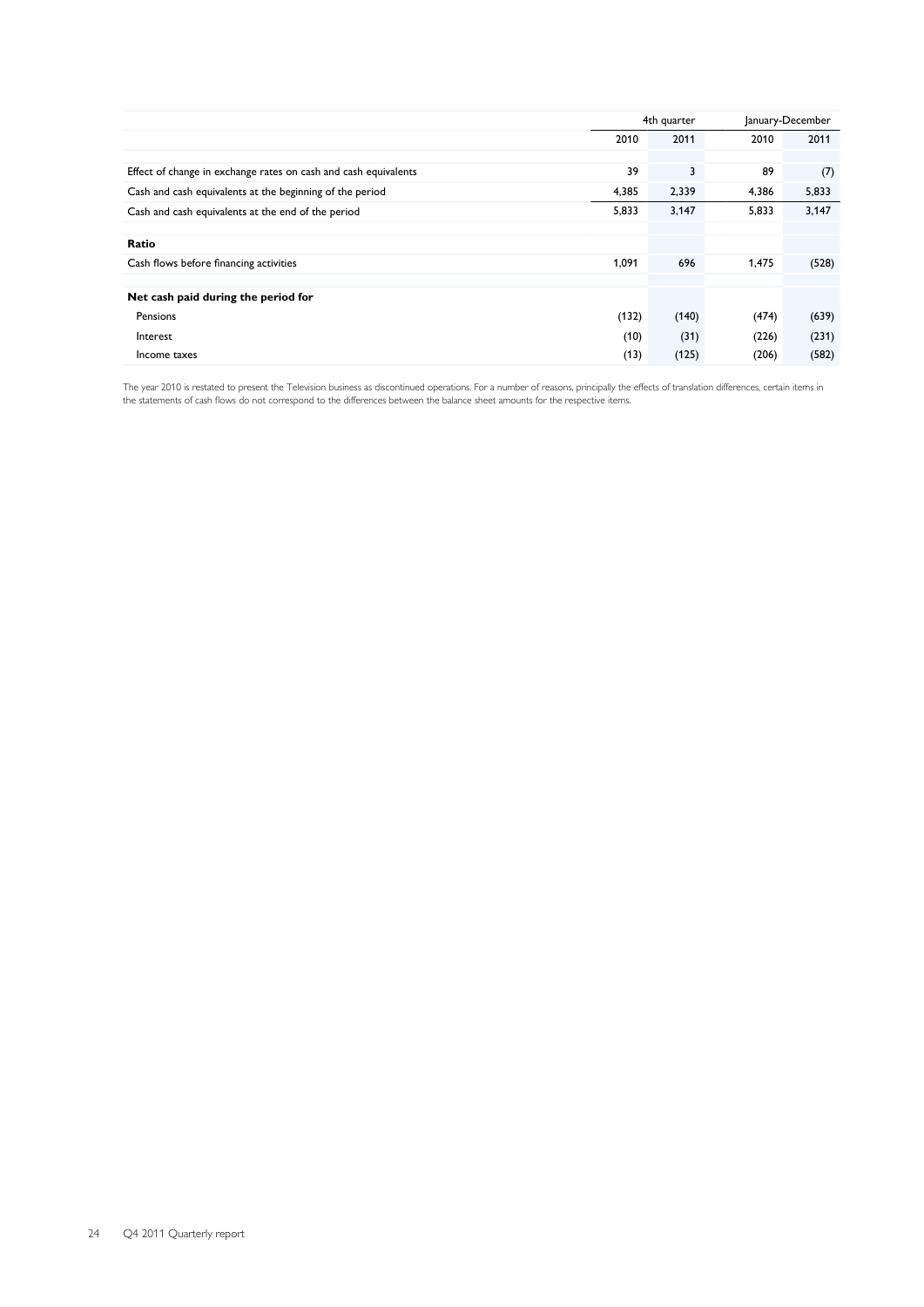| | 4th quarter | | January-December | |
|---|---|---|---|---|
| | 2010 | 2011 | 2010 | 2011 |
| Effect of change in exchange rates on cash and cash equivalents | 39 | 3 | 89 | (7) |
| Cash and cash equivalents at the beginning of the period | 4,385 | 2,339 | 4,386 | 5,833 |
| Cash and cash equivalents at the end of the period | 5,833 | 3,147 | 5,833 | 3,147 |
| **Ratio** | | | | |
| Cash flows before financing activities | 1,091 | 696 | 1,475 | (528) |
| **Net cash paid during the period for** | | | | |
| Pensions | (132) | (140) | (474) | (639) |
| Interest | (10) | (31) | (226) | (231) |
| Income taxes | (13) | (125) | (206) | (582) |

The year 2010 is restated to present the Television business as discontinued operations. For a number of reasons, principally the effects of translation differences, certain items in the statements of cash flows do not correspond to the differences between the balance sheet amounts for the respective items.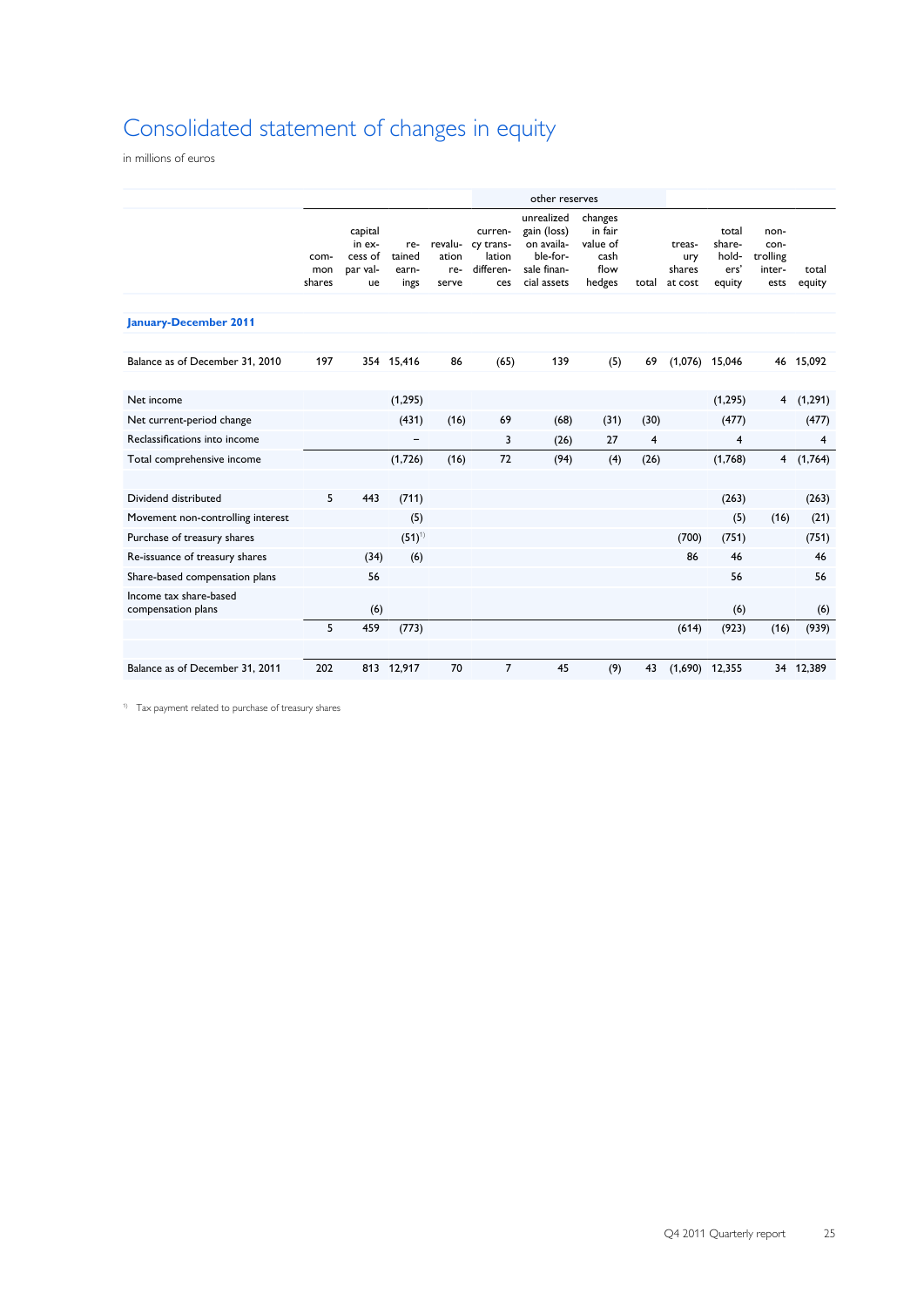# Consolidated statement of changes in equity

in millions of euros

| | | | | other reserves | | | | | | | | |
|---|---|---|---|---|---|---|---|---|---|---|---|---|
| | common shares | capital in excess of par value | retained earnings | revaluation reserve | currency translation differences | unrealized gain (loss) on available-for-sale financial assets | changes in fair value of cash flow hedges | total | treasury shares at cost | total shareholders' equity | non-controlling interests | total equity |
| **January-December 2011** | | | | | | | | | | | | |
| Balance as of December 31, 2010 | 197 | 354 | 15,416 | 86 | (65) | 139 | (5) | 69 | (1,076) | 15,046 | 46 | 15,092 |
| Net income | | | (1,295) | | | | | | | (1,295) | 4 | (1,291) |
| Net current-period change | | | (431) | (16) | 69 | (68) | (31) | (30) | | (477) | | (477) |
| Reclassifications into income | | | – | | 3 | (26) | 27 | 4 | | 4 | | 4 |
| Total comprehensive income | | | (1,726) | (16) | 72 | (94) | (4) | (26) | | (1,768) | 4 | (1,764) |
| Dividend distributed | 5 | 443 | (711) | | | | | | | (263) | | (263) |
| Movement non-controlling interest | | | (5) | | | | | | | (5) | (16) | (21) |
| Purchase of treasury shares | | | (51)[1] | | | | | | (700) | (751) | | (751) |
| Re-issuance of treasury shares | | (34) | (6) | | | | | | 86 | 46 | | 46 |
| Share-based compensation plans | | 56 | | | | | | | | 56 | | 56 |
| Income tax share-based compensation plans | | (6) | | | | | | | | (6) | | (6) |
| | 5 | 459 | (773) | | | | | | (614) | (923) | (16) | (939) |
| Balance as of December 31, 2011 | 202 | 813 | 12,917 | 70 | 7 | 45 | (9) | 43 | (1,690) | 12,355 | 34 | 12,389 |

[1] Tax payment related to purchase of treasury shares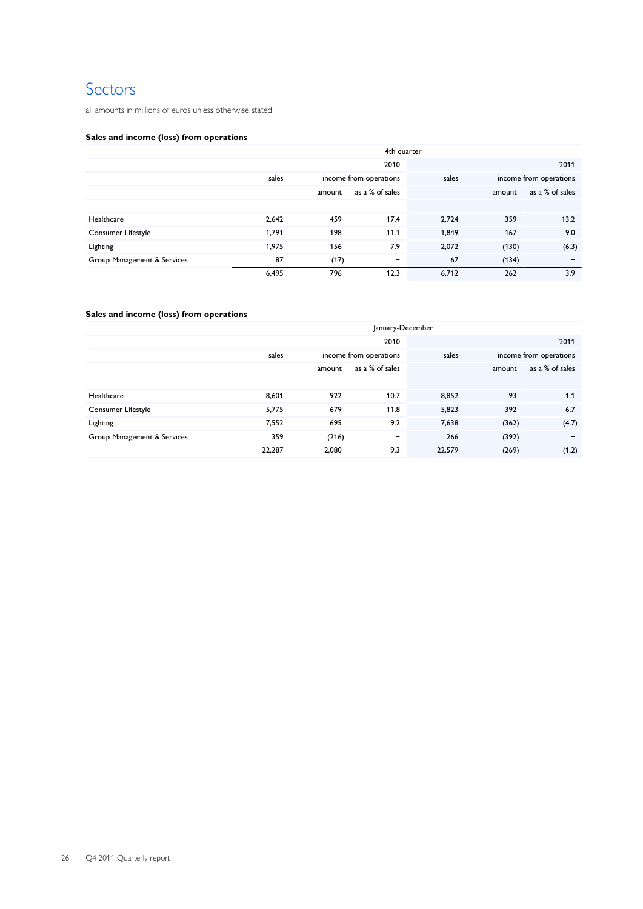# Sectors

all amounts in millions of euros unless otherwise stated

**Sales and income (loss) from operations**

| | 4th quarter | | | | | |
|---|---|---|---|---|---|---|
| | 2010 | | | 2011 | | |
| | sales | income from operations | | sales | income from operations | |
| | | amount | as a % of sales | | amount | as a % of sales |
| Healthcare | 2,642 | 459 | 17.4 | 2,724 | 359 | 13.2 |
| Consumer Lifestyle | 1,791 | 198 | 11.1 | 1,849 | 167 | 9.0 |
| Lighting | 1,975 | 156 | 7.9 | 2,072 | (130) | (6.3) |
| Group Management & Services | 87 | (17) | − | 67 | (134) | − |
| | 6,495 | 796 | 12.3 | 6,712 | 262 | 3.9 |

**Sales and income (loss) from operations**

| | January-December | | | | | |
|---|---|---|---|---|---|---|
| | 2010 | | | 2011 | | |
| | sales | income from operations | | sales | income from operations | |
| | | amount | as a % of sales | | amount | as a % of sales |
| Healthcare | 8,601 | 922 | 10.7 | 8,852 | 93 | 1.1 |
| Consumer Lifestyle | 5,775 | 679 | 11.8 | 5,823 | 392 | 6.7 |
| Lighting | 7,552 | 695 | 9.2 | 7,638 | (362) | (4.7) |
| Group Management & Services | 359 | (216) | − | 266 | (392) | − |
| | 22,287 | 2,080 | 9.3 | 22,579 | (269) | (1.2) |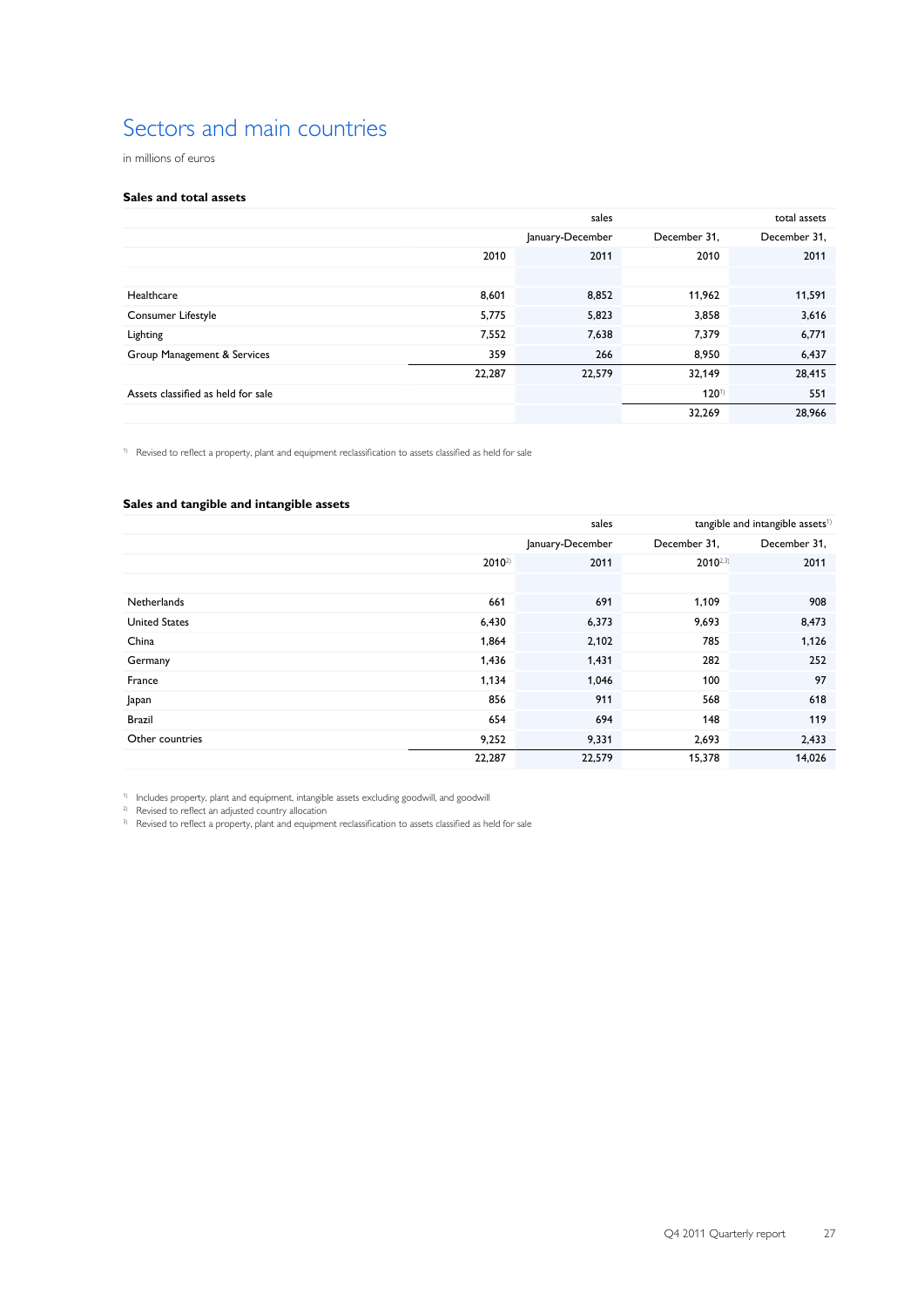# Sectors and main countries

in millions of euros

### Sales and total assets

| | sales | | total assets | |
|---|---|---|---|---|
| | | January-December | December 31, | December 31, |
| | 2010 | 2011 | 2010 | 2011 |
| Healthcare | 8,601 | 8,852 | 11,962 | 11,591 |
| Consumer Lifestyle | 5,775 | 5,823 | 3,858 | 3,616 |
| Lighting | 7,552 | 7,638 | 7,379 | 6,771 |
| Group Management & Services | 359 | 266 | 8,950 | 6,437 |
| | 22,287 | 22,579 | 32,149 | 28,415 |
| Assets classified as held for sale | | | 120[1] | 551 |
| | | | 32,269 | 28,966 |

[1] Revised to reflect a property, plant and equipment reclassification to assets classified as held for sale

### Sales and tangible and intangible assets

| | sales | | tangible and intangible assets[1] | |
|---|---|---|---|---|
| | | January-December | December 31, | December 31, |
| | 2010[2] | 2011 | 2010[2,3] | 2011 |
| Netherlands | 661 | 691 | 1,109 | 908 |
| United States | 6,430 | 6,373 | 9,693 | 8,473 |
| China | 1,864 | 2,102 | 785 | 1,126 |
| Germany | 1,436 | 1,431 | 282 | 252 |
| France | 1,134 | 1,046 | 100 | 97 |
| Japan | 856 | 911 | 568 | 618 |
| Brazil | 654 | 694 | 148 | 119 |
| Other countries | 9,252 | 9,331 | 2,693 | 2,433 |
| | 22,287 | 22,579 | 15,378 | 14,026 |

[1] Includes property, plant and equipment, intangible assets excluding goodwill, and goodwill
[2] Revised to reflect an adjusted country allocation
[3] Revised to reflect a property, plant and equipment reclassification to assets classified as held for sale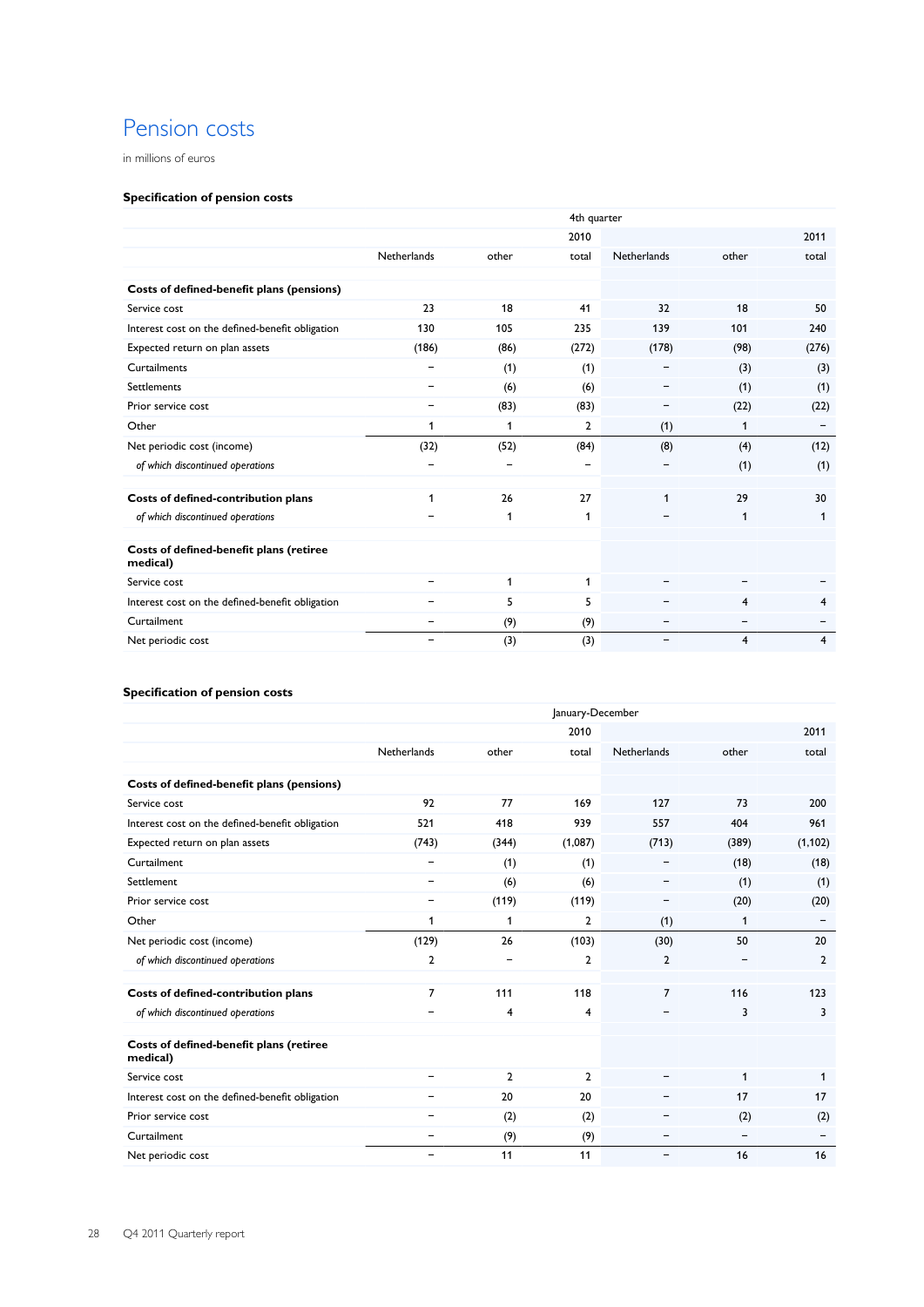# Pension costs

in millions of euros

### Specification of pension costs

| | 4th quarter | | | | | |
|---|---|---|---|---|---|---|
| | | | 2010 | | | 2011 |
| | Netherlands | other | total | Netherlands | other | total |
| **Costs of defined-benefit plans (pensions)** | | | | | | |
| Service cost | 23 | 18 | 41 | 32 | 18 | 50 |
| Interest cost on the defined-benefit obligation | 130 | 105 | 235 | 139 | 101 | 240 |
| Expected return on plan assets | (186) | (86) | (272) | (178) | (98) | (276) |
| Curtailments | – | (1) | (1) | – | (3) | (3) |
| Settlements | – | (6) | (6) | – | (1) | (1) |
| Prior service cost | – | (83) | (83) | – | (22) | (22) |
| Other | 1 | 1 | 2 | (1) | 1 | – |
| Net periodic cost (income) | (32) | (52) | (84) | (8) | (4) | (12) |
| *of which discontinued operations* | – | – | – | – | (1) | (1) |
| **Costs of defined-contribution plans** | 1 | 26 | 27 | 1 | 29 | 30 |
| *of which discontinued operations* | – | 1 | 1 | – | 1 | 1 |
| **Costs of defined-benefit plans (retiree medical)** | | | | | | |
| Service cost | – | 1 | 1 | – | – | – |
| Interest cost on the defined-benefit obligation | – | 5 | 5 | – | 4 | 4 |
| Curtailment | – | (9) | (9) | – | – | – |
| Net periodic cost | – | (3) | (3) | – | 4 | 4 |

### Specification of pension costs

| | January-December | | | | | |
|---|---|---|---|---|---|---|
| | | | 2010 | | | 2011 |
| | Netherlands | other | total | Netherlands | other | total |
| **Costs of defined-benefit plans (pensions)** | | | | | | |
| Service cost | 92 | 77 | 169 | 127 | 73 | 200 |
| Interest cost on the defined-benefit obligation | 521 | 418 | 939 | 557 | 404 | 961 |
| Expected return on plan assets | (743) | (344) | (1,087) | (713) | (389) | (1,102) |
| Curtailment | – | (1) | (1) | – | (18) | (18) |
| Settlement | – | (6) | (6) | – | (1) | (1) |
| Prior service cost | – | (119) | (119) | – | (20) | (20) |
| Other | 1 | 1 | 2 | (1) | 1 | – |
| Net periodic cost (income) | (129) | 26 | (103) | (30) | 50 | 20 |
| *of which discontinued operations* | 2 | – | 2 | 2 | – | 2 |
| **Costs of defined-contribution plans** | 7 | 111 | 118 | 7 | 116 | 123 |
| *of which discontinued operations* | – | 4 | 4 | – | 3 | 3 |
| **Costs of defined-benefit plans (retiree medical)** | | | | | | |
| Service cost | – | 2 | 2 | – | 1 | 1 |
| Interest cost on the defined-benefit obligation | – | 20 | 20 | – | 17 | 17 |
| Prior service cost | – | (2) | (2) | – | (2) | (2) |
| Curtailment | – | (9) | (9) | – | – | – |
| Net periodic cost | – | 11 | 11 | – | 16 | 16 |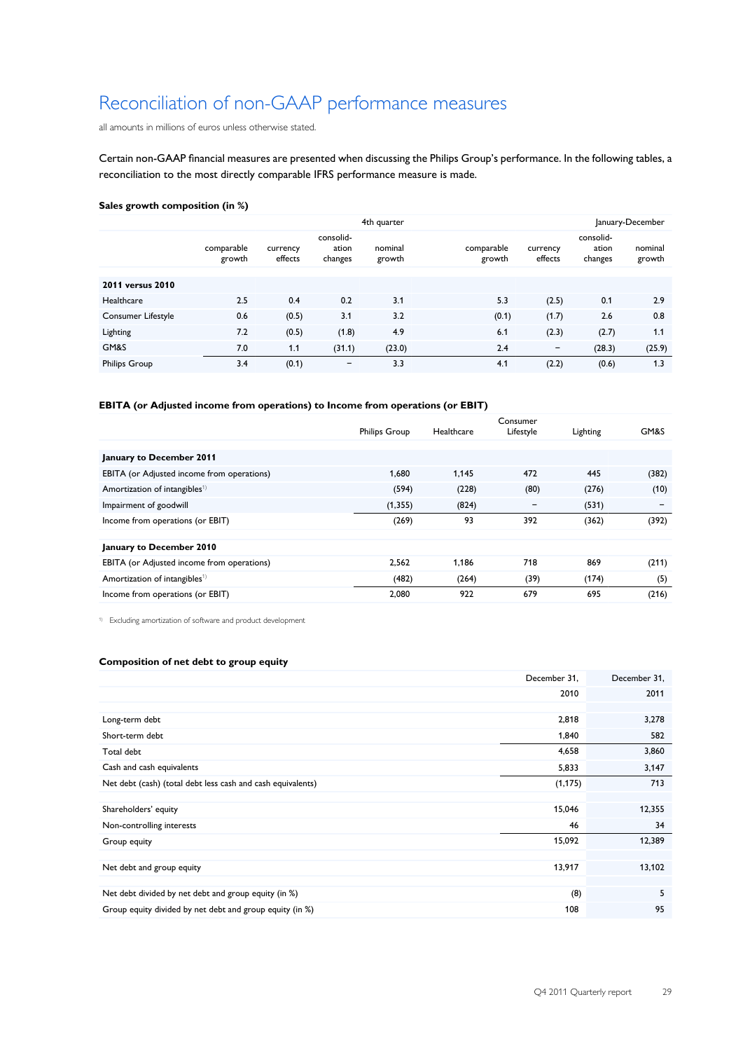# Reconciliation of non-GAAP performance measures

all amounts in millions of euros unless otherwise stated.

Certain non-GAAP financial measures are presented when discussing the Philips Group's performance. In the following tables, a reconciliation to the most directly comparable IFRS performance measure is made.

**Sales growth composition (in %)**

| | 4th quarter | | | | January-December | | | |
|---|---|---|---|---|---|---|---|---|
| | comparable growth | currency effects | consolidation changes | nominal growth | comparable growth | currency effects | consolidation changes | nominal growth |
| **2011 versus 2010** | | | | | | | | |
| Healthcare | 2.5 | 0.4 | 0.2 | 3.1 | 5.3 | (2.5) | 0.1 | 2.9 |
| Consumer Lifestyle | 0.6 | (0.5) | 3.1 | 3.2 | (0.1) | (1.7) | 2.6 | 0.8 |
| Lighting | 7.2 | (0.5) | (1.8) | 4.9 | 6.1 | (2.3) | (2.7) | 1.1 |
| GM&S | 7.0 | 1.1 | (31.1) | (23.0) | 2.4 | − | (28.3) | (25.9) |
| Philips Group | 3.4 | (0.1) | − | 3.3 | 4.1 | (2.2) | (0.6) | 1.3 |

**EBITA (or Adjusted income from operations) to Income from operations (or EBIT)**

| | Philips Group | Healthcare | Consumer Lifestyle | Lighting | GM&S |
|---|---|---|---|---|---|
| **January to December 2011** | | | | | |
| EBITA (or Adjusted income from operations) | 1,680 | 1,145 | 472 | 445 | (382) |
| Amortization of intangibles[1] | (594) | (228) | (80) | (276) | (10) |
| Impairment of goodwill | (1,355) | (824) | − | (531) | − |
| Income from operations (or EBIT) | (269) | 93 | 392 | (362) | (392) |
| **January to December 2010** | | | | | |
| EBITA (or Adjusted income from operations) | 2,562 | 1,186 | 718 | 869 | (211) |
| Amortization of intangibles[1] | (482) | (264) | (39) | (174) | (5) |
| Income from operations (or EBIT) | 2,080 | 922 | 679 | 695 | (216) |

[1] Excluding amortization of software and product development

**Composition of net debt to group equity**

| | December 31, 2010 | December 31, 2011 |
|---|---|---|
| Long-term debt | 2,818 | 3,278 |
| Short-term debt | 1,840 | 582 |
| Total debt | 4,658 | 3,860 |
| Cash and cash equivalents | 5,833 | 3,147 |
| Net debt (cash) (total debt less cash and cash equivalents) | (1,175) | 713 |
| | | |
| Shareholders' equity | 15,046 | 12,355 |
| Non-controlling interests | 46 | 34 |
| Group equity | 15,092 | 12,389 |
| | | |
| Net debt and group equity | 13,917 | 13,102 |
| | | |
| Net debt divided by net debt and group equity (in %) | (8) | 5 |
| Group equity divided by net debt and group equity (in %) | 108 | 95 |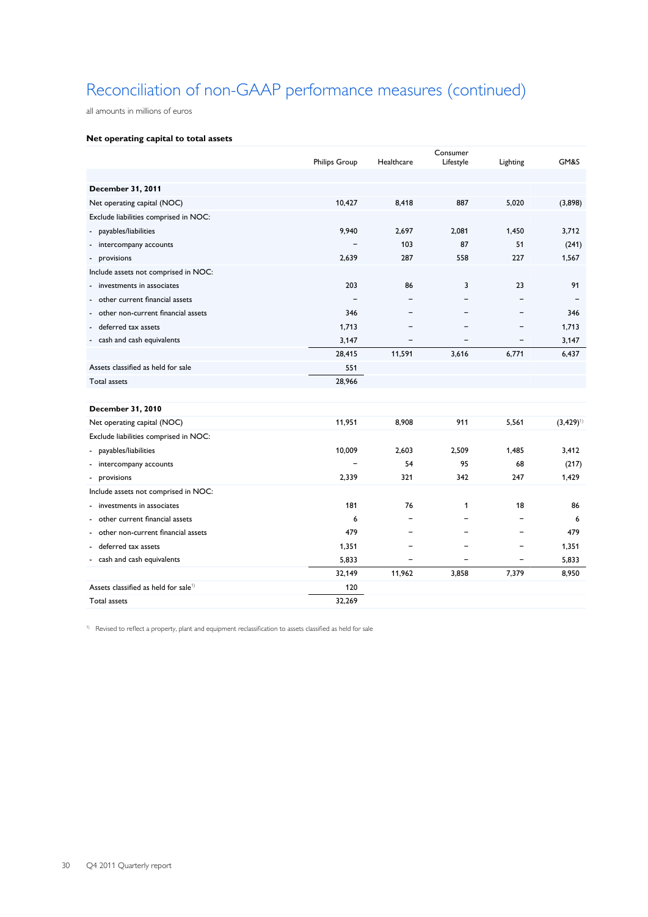# Reconciliation of non-GAAP performance measures (continued)

all amounts in millions of euros

**Net operating capital to total assets**

| | Philips Group | Healthcare | Consumer Lifestyle | Lighting | GM&S |
|---|---|---|---|---|---|
| **December 31, 2011** | | | | | |
| Net operating capital (NOC) | 10,427 | 8,418 | 887 | 5,020 | (3,898) |
| Exclude liabilities comprised in NOC: | | | | | |
| - payables/liabilities | 9,940 | 2,697 | 2,081 | 1,450 | 3,712 |
| - intercompany accounts | − | 103 | 87 | 51 | (241) |
| - provisions | 2,639 | 287 | 558 | 227 | 1,567 |
| Include assets not comprised in NOC: | | | | | |
| - investments in associates | 203 | 86 | 3 | 23 | 91 |
| - other current financial assets | − | − | − | − | − |
| - other non-current financial assets | 346 | − | − | − | 346 |
| - deferred tax assets | 1,713 | − | − | − | 1,713 |
| - cash and cash equivalents | 3,147 | − | − | − | 3,147 |
| | 28,415 | 11,591 | 3,616 | 6,771 | 6,437 |
| Assets classified as held for sale | 551 | | | | |
| Total assets | 28,966 | | | | |
| **December 31, 2010** | | | | | |
| Net operating capital (NOC) | 11,951 | 8,908 | 911 | 5,561 | (3,429)[1] |
| Exclude liabilities comprised in NOC: | | | | | |
| - payables/liabilities | 10,009 | 2,603 | 2,509 | 1,485 | 3,412 |
| - intercompany accounts | − | 54 | 95 | 68 | (217) |
| - provisions | 2,339 | 321 | 342 | 247 | 1,429 |
| Include assets not comprised in NOC: | | | | | |
| - investments in associates | 181 | 76 | 1 | 18 | 86 |
| - other current financial assets | 6 | − | − | − | 6 |
| - other non-current financial assets | 479 | − | − | − | 479 |
| - deferred tax assets | 1,351 | − | − | − | 1,351 |
| - cash and cash equivalents | 5,833 | − | − | − | 5,833 |
| | 32,149 | 11,962 | 3,858 | 7,379 | 8,950 |
| Assets classified as held for sale[1] | 120 | | | | |
| Total assets | 32,269 | | | | |

[1] Revised to reflect a property, plant and equipment reclassification to assets classified as held for sale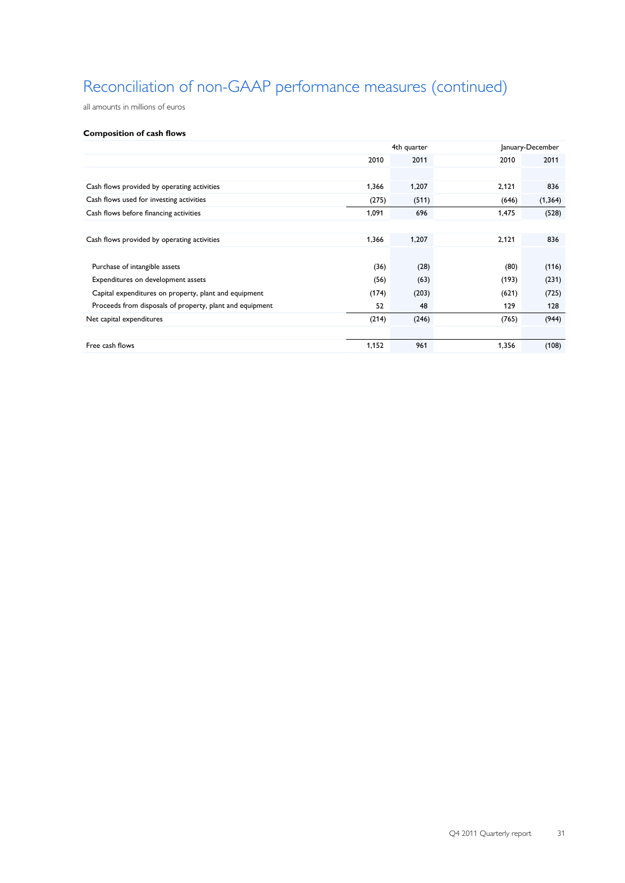# Reconciliation of non-GAAP performance measures (continued)

all amounts in millions of euros

**Composition of cash flows**

| | 4th quarter | | January-December | |
|---|---|---|---|---|
| | 2010 | 2011 | 2010 | 2011 |
| Cash flows provided by operating activities | 1,366 | 1,207 | 2,121 | 836 |
| Cash flows used for investing activities | (275) | (511) | (646) | (1,364) |
| Cash flows before financing activities | 1,091 | 696 | 1,475 | (528) |
| | | | | |
| Cash flows provided by operating activities | 1,366 | 1,207 | 2,121 | 836 |
| | | | | |
| Purchase of intangible assets | (36) | (28) | (80) | (116) |
| Expenditures on development assets | (56) | (63) | (193) | (231) |
| Capital expenditures on property, plant and equipment | (174) | (203) | (621) | (725) |
| Proceeds from disposals of property, plant and equipment | 52 | 48 | 129 | 128 |
| Net capital expenditures | (214) | (246) | (765) | (944) |
| | | | | |
| Free cash flows | 1,152 | 961 | 1,356 | (108) |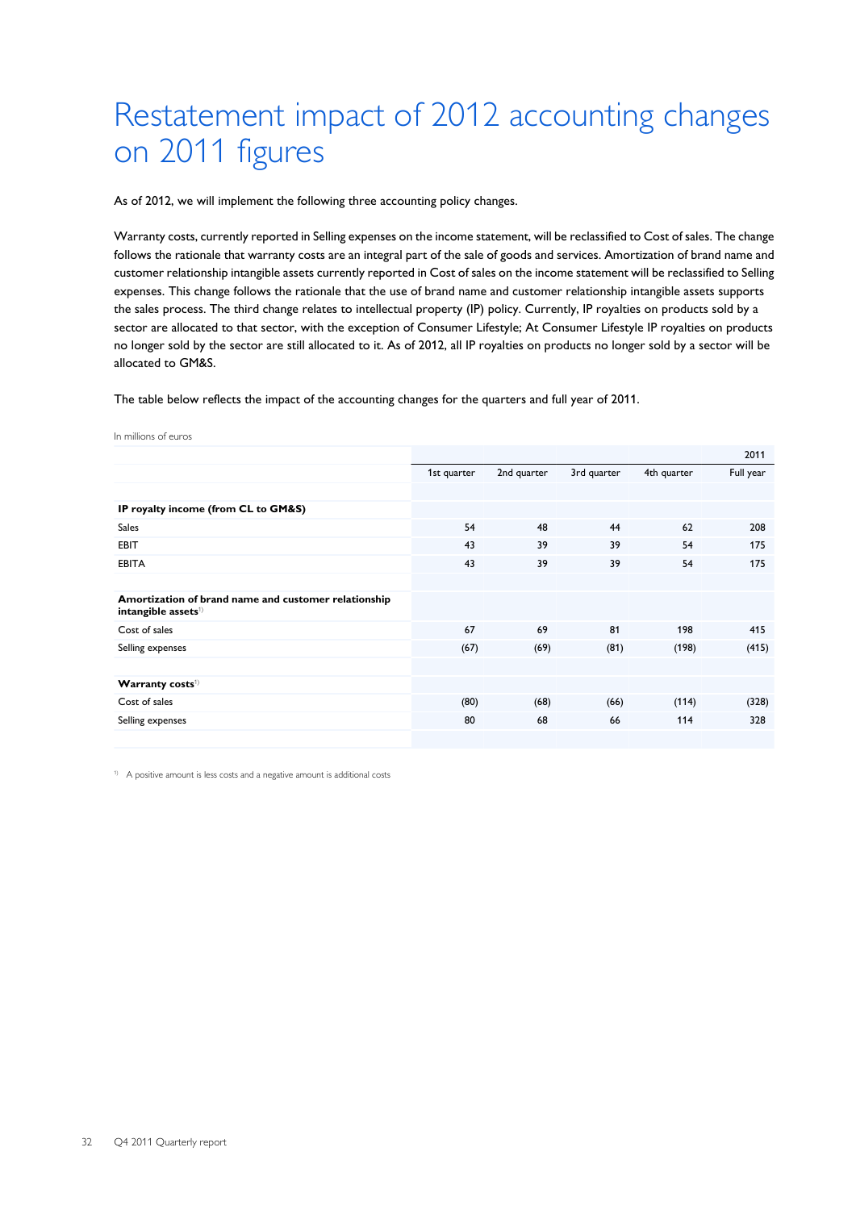# Restatement impact of 2012 accounting changes on 2011 figures

As of 2012, we will implement the following three accounting policy changes.

Warranty costs, currently reported in Selling expenses on the income statement, will be reclassified to Cost of sales. The change follows the rationale that warranty costs are an integral part of the sale of goods and services. Amortization of brand name and customer relationship intangible assets currently reported in Cost of sales on the income statement will be reclassified to Selling expenses. This change follows the rationale that the use of brand name and customer relationship intangible assets supports the sales process. The third change relates to intellectual property (IP) policy. Currently, IP royalties on products sold by a sector are allocated to that sector, with the exception of Consumer Lifestyle; At Consumer Lifestyle IP royalties on products no longer sold by the sector are still allocated to it. As of 2012, all IP royalties on products no longer sold by a sector will be allocated to GM&S.

The table below reflects the impact of the accounting changes for the quarters and full year of 2011.

In millions of euros

| | | | | | 2011 |
|---|---|---|---|---|---|
| | 1st quarter | 2nd quarter | 3rd quarter | 4th quarter | Full year |
| **IP royalty income (from CL to GM&S)** | | | | | |
| Sales | 54 | 48 | 44 | 62 | 208 |
| EBIT | 43 | 39 | 39 | 54 | 175 |
| EBITA | 43 | 39 | 39 | 54 | 175 |
| **Amortization of brand name and customer relationship intangible assets**[1] | | | | | |
| Cost of sales | 67 | 69 | 81 | 198 | 415 |
| Selling expenses | (67) | (69) | (81) | (198) | (415) |
| **Warranty costs**[1] | | | | | |
| Cost of sales | (80) | (68) | (66) | (114) | (328) |
| Selling expenses | 80 | 68 | 66 | 114 | 328 |

[1] A positive amount is less costs and a negative amount is additional costs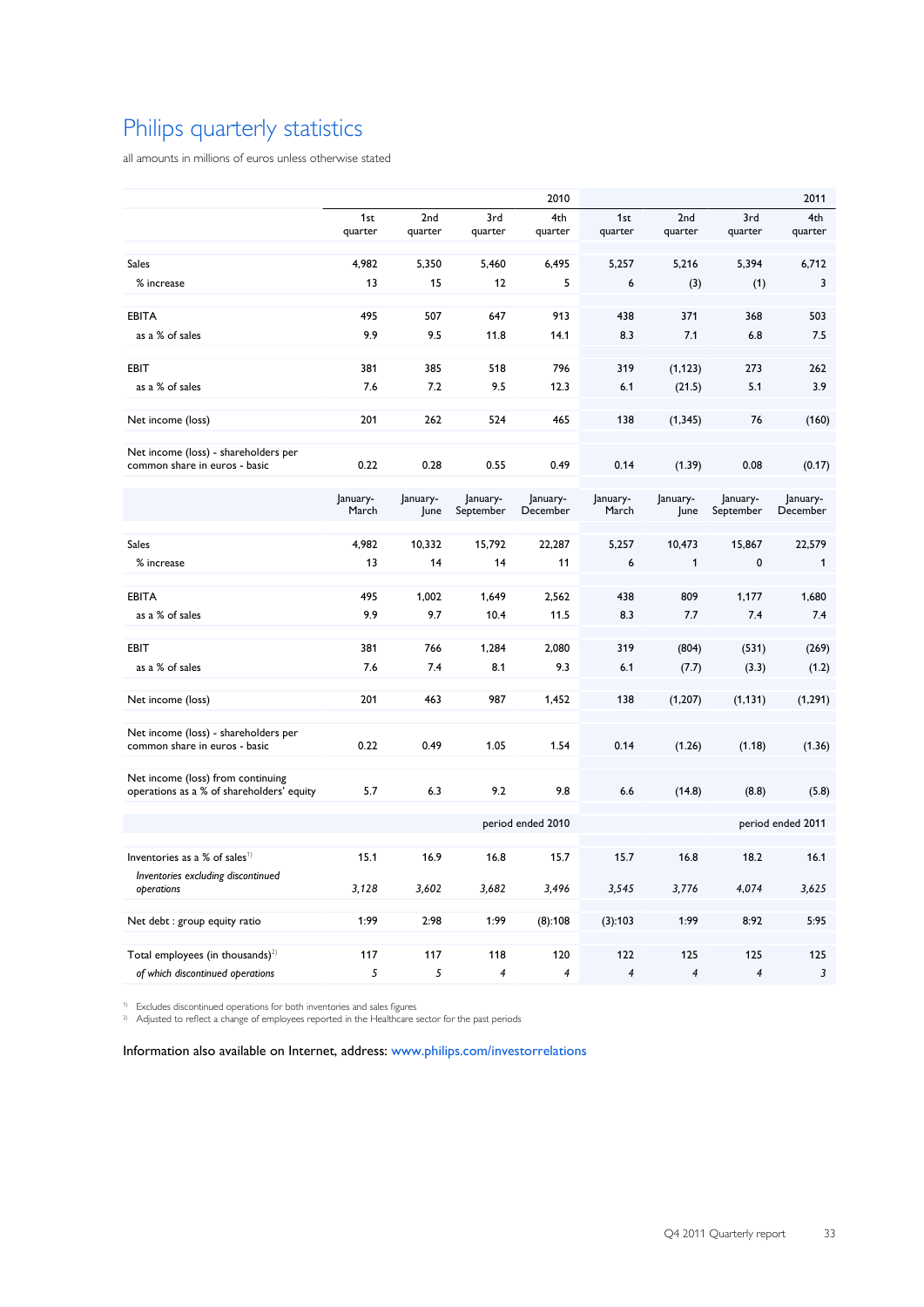# Philips quarterly statistics

all amounts in millions of euros unless otherwise stated

| | | | | 2010 | | | | 2011 |
|---|---|---|---|---|---|---|---|---|
| | 1st quarter | 2nd quarter | 3rd quarter | 4th quarter | 1st quarter | 2nd quarter | 3rd quarter | 4th quarter |
| Sales | 4,982 | 5,350 | 5,460 | 6,495 | 5,257 | 5,216 | 5,394 | 6,712 |
| % increase | 13 | 15 | 12 | 5 | 6 | (3) | (1) | 3 |
| EBITA | 495 | 507 | 647 | 913 | 438 | 371 | 368 | 503 |
| as a % of sales | 9.9 | 9.5 | 11.8 | 14.1 | 8.3 | 7.1 | 6.8 | 7.5 |
| EBIT | 381 | 385 | 518 | 796 | 319 | (1,123) | 273 | 262 |
| as a % of sales | 7.6 | 7.2 | 9.5 | 12.3 | 6.1 | (21.5) | 5.1 | 3.9 |
| Net income (loss) | 201 | 262 | 524 | 465 | 138 | (1,345) | 76 | (160) |
| Net income (loss) - shareholders per common share in euros - basic | 0.22 | 0.28 | 0.55 | 0.49 | 0.14 | (1.39) | 0.08 | (0.17) |
| | January-March | January-June | January-September | January-December | January-March | January-June | January-September | January-December |
| Sales | 4,982 | 10,332 | 15,792 | 22,287 | 5,257 | 10,473 | 15,867 | 22,579 |
| % increase | 13 | 14 | 14 | 11 | 6 | 1 | 0 | 1 |
| EBITA | 495 | 1,002 | 1,649 | 2,562 | 438 | 809 | 1,177 | 1,680 |
| as a % of sales | 9.9 | 9.7 | 10.4 | 11.5 | 8.3 | 7.7 | 7.4 | 7.4 |
| EBIT | 381 | 766 | 1,284 | 2,080 | 319 | (804) | (531) | (269) |
| as a % of sales | 7.6 | 7.4 | 8.1 | 9.3 | 6.1 | (7.7) | (3.3) | (1.2) |
| Net income (loss) | 201 | 463 | 987 | 1,452 | 138 | (1,207) | (1,131) | (1,291) |
| Net income (loss) - shareholders per common share in euros - basic | 0.22 | 0.49 | 1.05 | 1.54 | 0.14 | (1.26) | (1.18) | (1.36) |
| Net income (loss) from continuing operations as a % of shareholders' equity | 5.7 | 6.3 | 9.2 | 9.8 | 6.6 | (14.8) | (8.8) | (5.8) |
| | | | | period ended 2010 | | | | period ended 2011 |
| Inventories as a % of sales[1] | 15.1 | 16.9 | 16.8 | 15.7 | 15.7 | 16.8 | 18.2 | 16.1 |
| *Inventories excluding discontinued operations* | *3,128* | *3,602* | *3,682* | *3,496* | *3,545* | *3,776* | *4,074* | *3,625* |
| Net debt : group equity ratio | 1:99 | 2:98 | 1:99 | (8):108 | (3):103 | 1:99 | 8:92 | 5:95 |
| Total employees (in thousands)[2] | 117 | 117 | 118 | 120 | 122 | 125 | 125 | 125 |
| *of which discontinued operations* | *5* | *5* | *4* | *4* | *4* | *4* | *4* | *3* |

[1] Excludes discontinued operations for both inventories and sales figures
[2] Adjusted to reflect a change of employees reported in the Healthcare sector for the past periods

Information also available on Internet, address: www.philips.com/investorrelations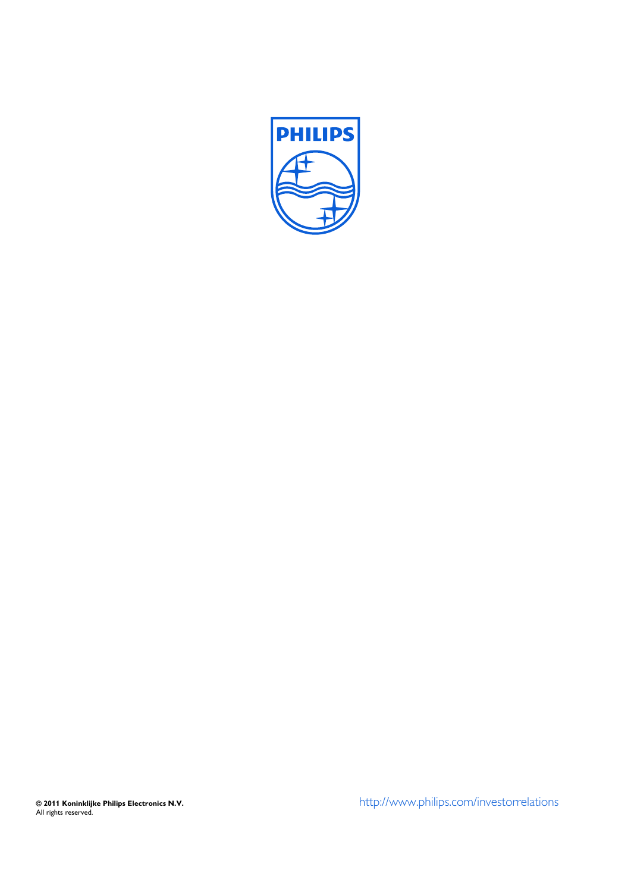PHILIPS

**© 2011 Koninklijke Philips Electronics N.V.**
All rights reserved.

http://www.philips.com/investorrelations